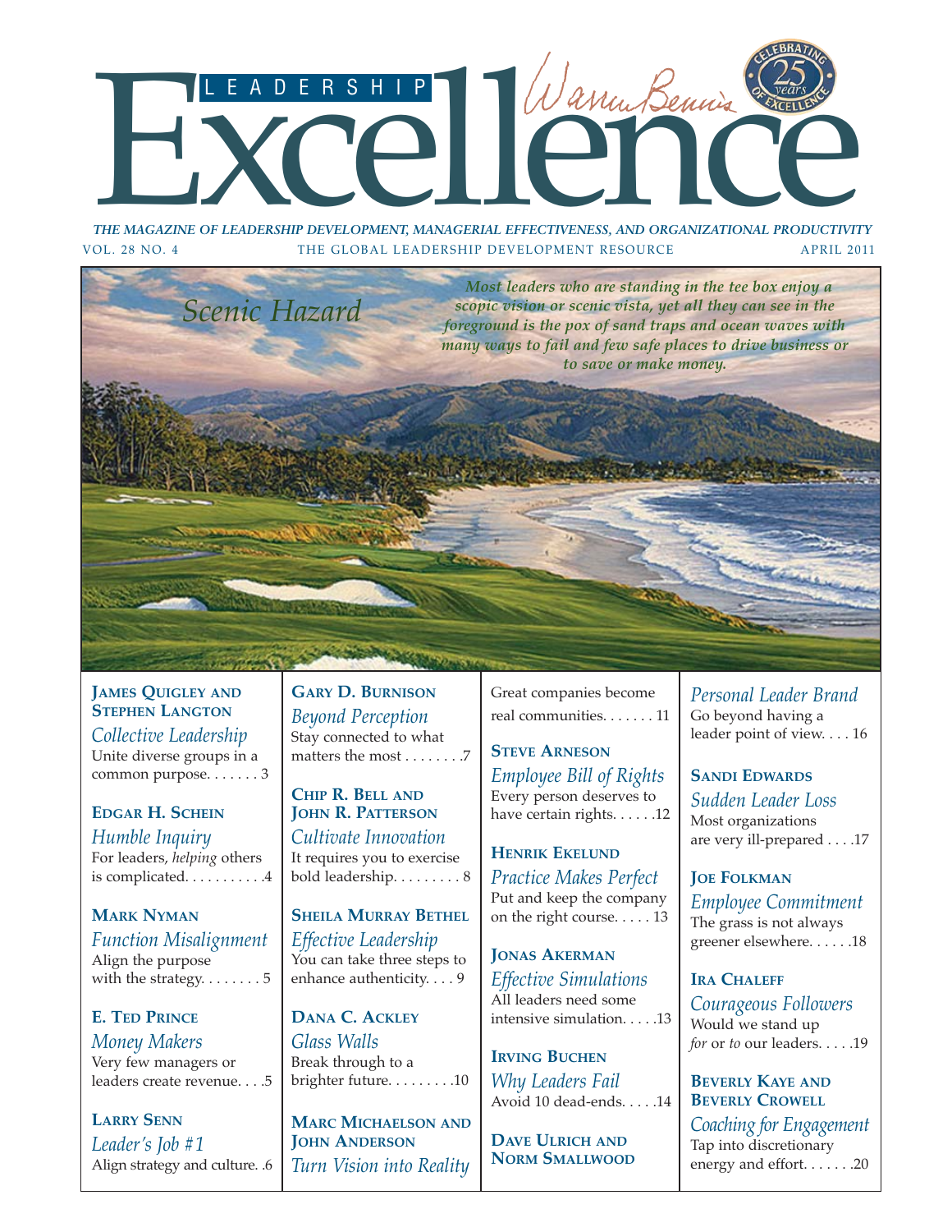# Leadership Excellence

Warren Bennis

Celebrating 25 years of Excellence

*THE MAGAZINE OF LEADERSHIP DEVELOPMENT, MANAGERIAL EFFECTIVENESS, AND ORGANIZATIONAL PRODUCTIVITY*

VOL. 28 NO. 4 — THE GLOBAL LEADERSHIP DEVELOPMENT RESOURCE — APRIL 2011

## *Scenic Hazard*

***Most leaders who are standing in the tee box enjoy a scopic vision or scenic vista, yet all they can see in the foreground is the pox of sand traps and ocean waves with many ways to fail and few safe places to drive business or to save or make money.***

**JAMES QUIGLEY AND STEPHEN LANGTON**
*Collective Leadership*
Unite diverse groups in a common purpose. . . . . . . 3

**EDGAR H. SCHEIN**
*Humble Inquiry*
For leaders, *helping* others is complicated. . . . . . . . . . .4

**MARK NYMAN**
*Function Misalignment*
Align the purpose with the strategy. . . . . . . . 5

**E. TED PRINCE**
*Money Makers*
Very few managers or leaders create revenue. . . .5

**LARRY SENN**
*Leader's Job #1*
Align strategy and culture. .6

**GARY D. BURNISON**
*Beyond Perception*
Stay connected to what matters the most . . . . . . . .7

**CHIP R. BELL AND JOHN R. PATTERSON**
*Cultivate Innovation*
It requires you to exercise bold leadership. . . . . . . . . 8

**SHEILA MURRAY BETHEL**
*Effective Leadership*
You can take three steps to enhance authenticity. . . . 9

**DANA C. ACKLEY**
*Glass Walls*
Break through to a brighter future. . . . . . . . .10

**MARC MICHAELSON AND JOHN ANDERSON**
*Turn Vision into Reality*
Great companies become real communities. . . . . . . 11

**STEVE ARNESON**
*Employee Bill of Rights*
Every person deserves to have certain rights. . . . . .12

**HENRIK EKELUND**
*Practice Makes Perfect*
Put and keep the company on the right course. . . . . 13

**JONAS AKERMAN**
*Effective Simulations*
All leaders need some intensive simulation. . . . .13

**IRVING BUCHEN**
*Why Leaders Fail*
Avoid 10 dead-ends. . . . .14

**DAVE ULRICH AND NORM SMALLWOOD**
*Personal Leader Brand*
Go beyond having a leader point of view. . . . 16

**SANDI EDWARDS**
*Sudden Leader Loss*
Most organizations are very ill-prepared . . . .17

**JOE FOLKMAN**
*Employee Commitment*
The grass is not always greener elsewhere. . . . . .18

**IRA CHALEFF**
*Courageous Followers*
Would we stand up *for* or *to* our leaders. . . . .19

**BEVERLY KAYE AND BEVERLY CROWELL**
*Coaching for Engagement*
Tap into discretionary energy and effort. . . . . . .20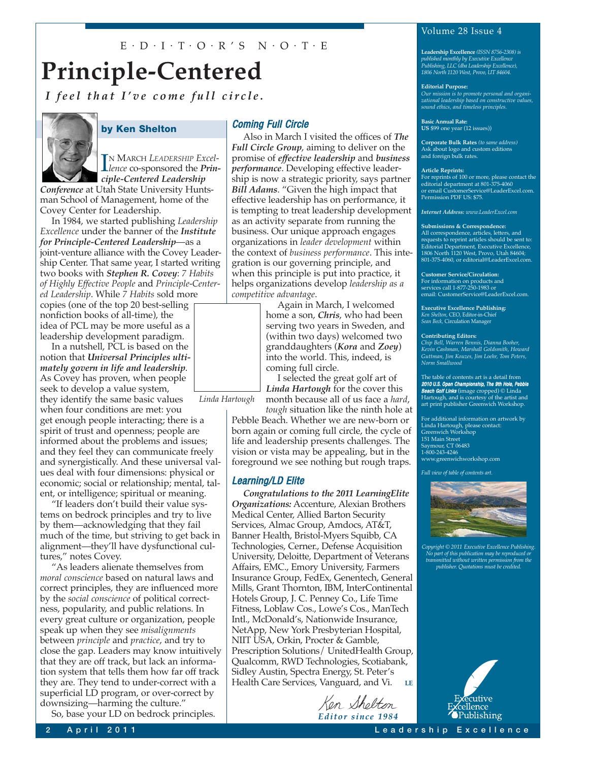E·D·I·T·O·R'S N·O·T·E

# Principle-Centered

*I feel that I've come full circle.*

**by Ken Shelton**

IN MARCH *LEADERSHIP Excellence* co-sponsored the ***Principle-Centered Leadership Conference*** at Utah State University Huntsman School of Management, home of the Covey Center for Leadership.

In 1984, we started publishing *Leadership Excellence* under the banner of the ***Institute for Principle-Centered Leadership***—as a joint-venture alliance with the Covey Leadership Center. That same year, I started writing two books with ***Stephen R. Covey***: *7 Habits of Highly Effective People* and *Principle-Centered Leadership*. While *7 Habits* sold more copies (one of the top 20 best-selling nonfiction books of all-time), the idea of PCL may be more useful as a leadership development paradigm.

In a nutshell, PCL is based on the notion that ***Universal Principles ultimately govern in life and leadership***. As Covey has proven, when people seek to develop a value system, they identify the same basic values when four conditions are met: you get enough people interacting; there is a spirit of trust and openness; people are informed about the problems and issues; and they feel they can communicate freely and synergistically. And these universal values deal with four dimensions: physical or economic; social or relationship; mental, talent, or intelligence; spiritual or meaning.

"If leaders don't build their value systems on bedrock principles and try to live by them—acknowledging that they fail much of the time, but striving to get back in alignment—they'll have dysfunctional cultures," notes Covey.

"As leaders alienate themselves from *moral conscience* based on natural laws and correct principles, they are influenced more by the *social conscience* of political correctness, popularity, and public relations. In every great culture or organization, people speak up when they see *misalignments* between *principle* and *practice*, and try to close the gap. Leaders may know intuitively that they are off track, but lack an information system that tells them how far off track they are. They tend to under-correct with a superficial LD program, or over-correct by downsizing—harming the culture."

So, base your LD on bedrock principles.

## Coming Full Circle

Also in March I visited the offices of ***The Full Circle Group***, aiming to deliver on the promise of ***effective leadership*** and ***business performance***. Developing effective leadership is now a strategic priority, says partner ***Bill Adams***. "Given the high impact that effective leadership has on performance, it is tempting to treat leadership development as an activity separate from running the business. Our unique approach engages organizations in *leader development* within the context of *business performance*. This integration is our governing principle, and when this principle is put into practice, it helps organizations develop *leadership as a competitive advantage*.

Again in March, I welcomed home a son, ***Chris***, who had been serving two years in Sweden, and (within two days) welcomed two granddaughters (***Kora*** and ***Zoey***) into the world. This, indeed, is coming full circle.

*Linda Hartough*

I selected the great golf art of ***Linda Hartough*** for the cover this month because all of us face a *hard, tough* situation like the ninth hole at Pebble Beach. Whether we are new-born or born again or coming full circle, the cycle of life and leadership presents challenges. The vision or vista may be appealing, but in the foreground we see nothing but rough traps.

## Learning/LD Elite

***Congratulations to the 2011 LearningElite Organizations:*** Accenture, Alexian Brothers Medical Center, Allied Barton Security Services, Almac Group, Amdocs, AT&T, Banner Health, Bristol-Myers Squibb, CA Technologies, Cerner., Defense Acquisition University, Deloitte, Department of Veterans Affairs, EMC., Emory University, Farmers Insurance Group, FedEx, Genentech, General Mills, Grant Thornton, IBM, InterContinental Hotels Group, J. C. Penney Co., Life Time Fitness, Loblaw Cos., Lowe's Cos., ManTech Intl., McDonald's, Nationwide Insurance, NetApp, New York Presbyterian Hospital, NIIT USA, Orkin, Procter & Gamble, Prescription Solutions/ UnitedHealth Group, Qualcomm, RWD Technologies, Scotiabank, Sidley Austin, Spectra Energy, St. Peter's Health Care Services, Vanguard, and Vi. **LE**

Ken Shelton
*Editor since 1984*

---

Volume 28 Issue 4

**Leadership Excellence** *(ISSN 8756-2308) is published monthly by Executive Excellence Publishing, LLC (dba Leadership Excellence), 1806 North 1120 West, Provo, UT 84604.*

**Editorial Purpose:**
*Our mission is to promote personal and organizational leadership based on constructive values, sound ethics, and timeless principles.*

**Basic Annual Rate:**
**US** $99 one year (12 issues))

**Corporate Bulk Rates** *(to same address)*
Ask about logo and custom editions and foreign bulk rates.

**Article Reprints:**
For reprints of 100 or more, please contact the editorial department at 801-375-4060 or email CustomerService@LeaderExcel.com. Permission PDF US: $75.

***Internet Address:** www.LeaderExcel.com*

**Submissions & Correspondence:**
All correspondence, articles, letters, and requests to reprint articles should be sent to: Editorial Department, Executive Excellence, 1806 North 1120 West, Provo, Utah 84604; 801-375-4060, or editorial@LeaderExcel.com.

**Customer Service/Circulation:**
For information on products and services call 1-877-250-1983 or email: CustomerService@LeaderExcel.com.

**Executive Excellence Publishing:**
*Ken Shelton,* CEO, Editor-in-Chief
*Sean Beck,* Circulation Manager

**Contributing Editors:**
*Chip Bell, Warren Bennis, Dianna Booher, Kevin Cashman, Marshall Goldsmith, Howard Guttman, Jim Kouzes, Jim Loehr, Tom Peters, Norm Smallwood*

The table of contents art is a detail from ***2010 U.S. Open Championship, The 9th Hole, Pebble Beach Golf Links*** (image cropped) © Linda Hartough, and is courtesy of the artist and art print publisher Greenwich Workshop.

For additional information on artwork by Linda Hartough, please contact:
Greenwich Workshop
151 Main Street
Saymour, CT 06483
1-800-243-4246
www.greenwichworkshop.com

*Full view of table of contents art.*

*Copyright © 2011 Executive Excellence Publishing. No part of this publication may be reproduced or transmitted without written permission from the publisher. Quotations must be credited.*

Executive Excellence Publishing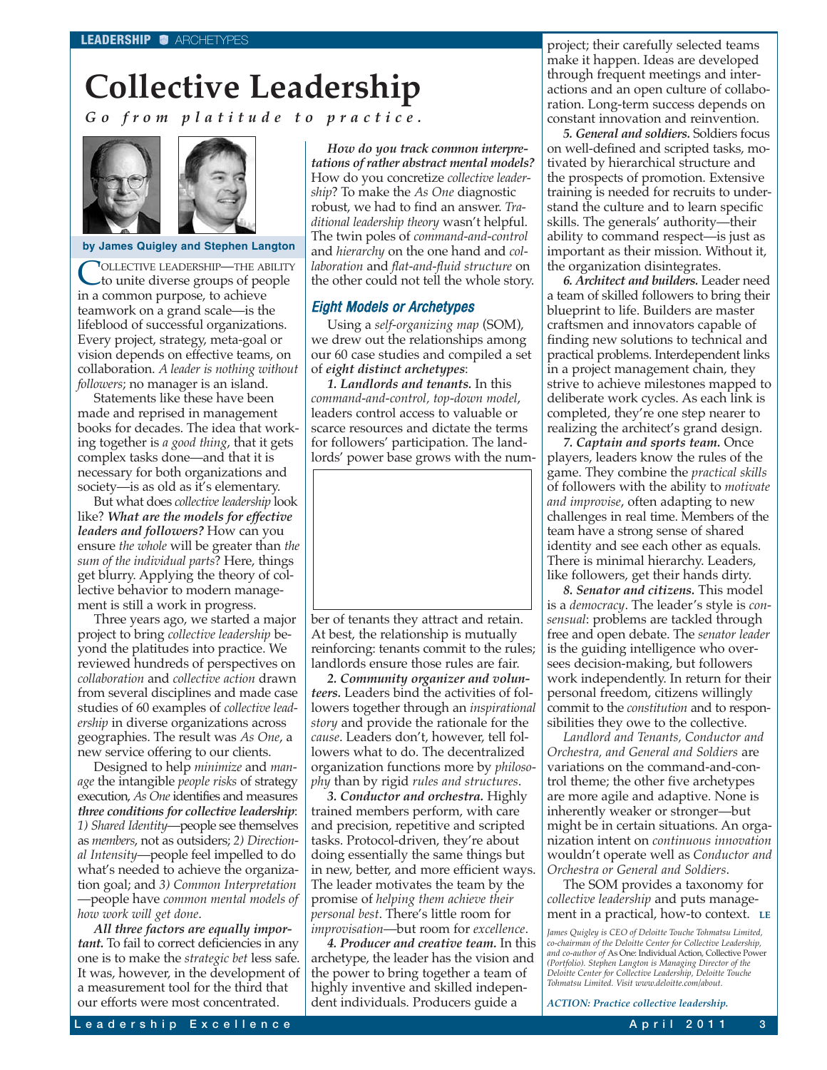LEADERSHIP ■ ARCHETYPES

# Collective Leadership

***Go from platitude to practice.***

**by James Quigley and Stephen Langton**

COLLECTIVE LEADERSHIP—THE ABILITY to unite diverse groups of people in a common purpose, to achieve teamwork on a grand scale—is the lifeblood of successful organizations. Every project, strategy, meta-goal or vision depends on effective teams, on collaboration. *A leader is nothing without followers*; no manager is an island.

Statements like these have been made and reprised in management books for decades. The idea that working together is *a good thing*, that it gets complex tasks done—and that it is necessary for both organizations and society—is as old as it's elementary.

But what does *collective leadership* look like? ***What are the models for effective leaders and followers?*** How can you ensure *the whole* will be greater than *the sum of the individual parts*? Here, things get blurry. Applying the theory of collective behavior to modern management is still a work in progress.

Three years ago, we started a major project to bring *collective leadership* beyond the platitudes into practice. We reviewed hundreds of perspectives on *collaboration* and *collective action* drawn from several disciplines and made case studies of 60 examples of *collective leadership* in diverse organizations across geographies. The result was *As One*, a new service offering to our clients.

Designed to help *minimize* and *manage* the intangible *people risks* of strategy execution, *As One* identifies and measures ***three conditions for collective leadership***: *1) Shared Identity*—people see themselves as *members*, not as outsiders; *2) Directional Intensity*—people feel impelled to do what's needed to achieve the organization goal; and *3) Common Interpretation*—people have *common mental models of how work will get done*.

***All three factors are equally important.*** To fail to correct deficiencies in any one is to make the *strategic bet* less safe. It was, however, in the development of a measurement tool for the third that our efforts were most concentrated.

***How do you track common interpretations of rather abstract mental models?*** How do you concretize *collective leadership*? To make the *As One* diagnostic robust, we had to find an answer. *Traditional leadership theory* wasn't helpful. The twin poles of *command-and-control* and *hierarchy* on the one hand and *collaboration* and *flat-and-fluid structure* on the other could not tell the whole story.

## Eight Models or Archetypes

Using a *self-organizing map* (SOM), we drew out the relationships among our 60 case studies and compiled a set of ***eight distinct archetypes***:

***1. Landlords and tenants.*** In this *command-and-control, top-down model*, leaders control access to valuable or scarce resources and dictate the terms for followers' participation. The landlords' power base grows with the number of tenants they attract and retain. At best, the relationship is mutually reinforcing: tenants commit to the rules; landlords ensure those rules are fair.

***2. Community organizer and volunteers.*** Leaders bind the activities of followers together through an *inspirational story* and provide the rationale for the *cause*. Leaders don't, however, tell followers what to do. The decentralized organization functions more by *philosophy* than by rigid *rules and structures*.

***3. Conductor and orchestra.*** Highly trained members perform, with care and precision, repetitive and scripted tasks. Protocol-driven, they're about doing essentially the same things but in new, better, and more efficient ways. The leader motivates the team by the promise of *helping them achieve their personal best*. There's little room for *improvisation*—but room for *excellence*.

***4. Producer and creative team.*** In this archetype, the leader has the vision and the power to bring together a team of highly inventive and skilled independent individuals. Producers guide a project; their carefully selected teams make it happen. Ideas are developed through frequent meetings and interactions and an open culture of collaboration. Long-term success depends on constant innovation and reinvention.

***5. General and soldiers.*** Soldiers focus on well-defined and scripted tasks, motivated by hierarchical structure and the prospects of promotion. Extensive training is needed for recruits to understand the culture and to learn specific skills. The generals' authority—their ability to command respect—is just as important as their mission. Without it, the organization disintegrates.

***6. Architect and builders.*** Leader need a team of skilled followers to bring their blueprint to life. Builders are master craftsmen and innovators capable of finding new solutions to technical and practical problems. Interdependent links in a project management chain, they strive to achieve milestones mapped to deliberate work cycles. As each link is completed, they're one step nearer to realizing the architect's grand design.

***7. Captain and sports team.*** Once players, leaders know the rules of the game. They combine the *practical skills* of followers with the ability to *motivate and improvise*, often adapting to new challenges in real time. Members of the team have a strong sense of shared identity and see each other as equals. There is minimal hierarchy. Leaders, like followers, get their hands dirty.

***8. Senator and citizens.*** This model is a *democracy*. The leader's style is *consensual*: problems are tackled through free and open debate. The *senator leader* is the guiding intelligence who oversees decision-making, but followers work independently. In return for their personal freedom, citizens willingly commit to the *constitution* and to responsibilities they owe to the collective.

*Landlord and Tenants, Conductor and Orchestra, and General and Soldiers* are variations on the command-and-control theme; the other five archetypes are more agile and adaptive. None is inherently weaker or stronger—but might be in certain situations. An organization intent on *continuous innovation* wouldn't operate well as *Conductor and Orchestra or General and Soldiers*.

The SOM provides a taxonomy for *collective leadership* and puts management in a practical, how-to context. **LE**

*James Quigley is CEO of Deloitte Touche Tohmatsu Limited, co-chairman of the Deloitte Center for Collective Leadership, and co-author of* As One: Individual Action, Collective Power *(Portfolio). Stephen Langton is Managing Director of the Deloitte Center for Collective Leadership, Deloitte Touche Tohmatsu Limited. Visit www.deloitte.com/about.*

*ACTION: Practice collective leadership.*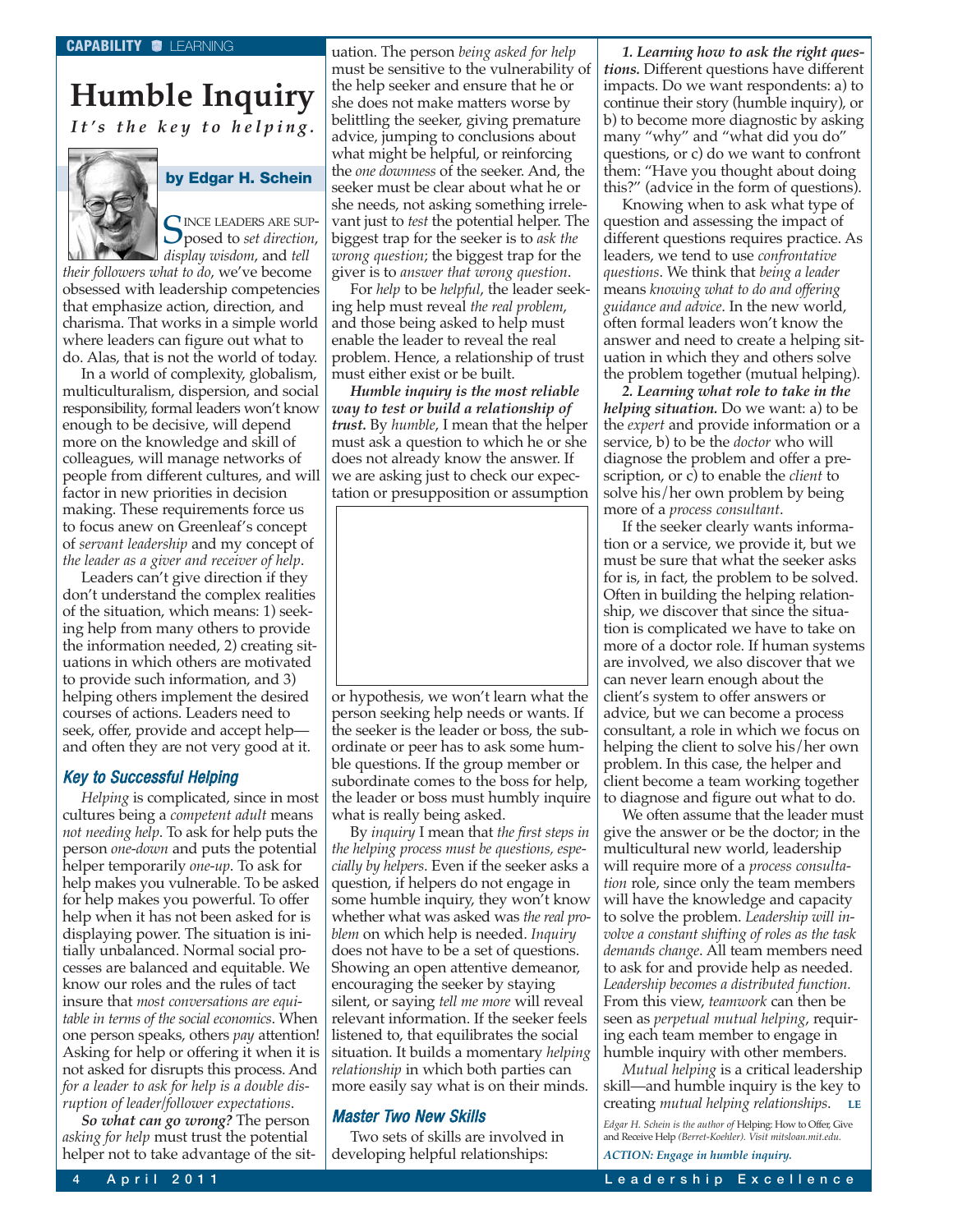CAPABILITY ■ LEARNING

# Humble Inquiry

*It's the key to helping.*

**by Edgar H. Schein**

SINCE LEADERS ARE SUPposed to *set direction*, *display wisdom*, and *tell their followers what to do*, we've become obsessed with leadership competencies that emphasize action, direction, and charisma. That works in a simple world where leaders can figure out what to do. Alas, that is not the world of today.

In a world of complexity, globalism, multiculturalism, dispersion, and social responsibility, formal leaders won't know enough to be decisive, will depend more on the knowledge and skill of colleagues, will manage networks of people from different cultures, and will factor in new priorities in decision making. These requirements force us to focus anew on Greenleaf's concept of *servant leadership* and my concept of *the leader as a giver and receiver of help*.

Leaders can't give direction if they don't understand the complex realities of the situation, which means: 1) seeking help from many others to provide the information needed, 2) creating situations in which others are motivated to provide such information, and 3) helping others implement the desired courses of actions. Leaders need to seek, offer, provide and accept help—and often they are not very good at it.

## Key to Successful Helping

*Helping* is complicated, since in most cultures being a *competent adult* means *not needing help*. To ask for help puts the person *one-down* and puts the potential helper temporarily *one-up*. To ask for help makes you vulnerable. To be asked for help makes you powerful. To offer help when it has not been asked for is displaying power. The situation is initially unbalanced. Normal social processes are balanced and equitable. We know our roles and the rules of tact insure that *most conversations are equitable in terms of the social economics*. When one person speaks, others *pay* attention! Asking for help or offering it when it is not asked for disrupts this process. And *for a leader to ask for help is a double disruption of leader/follower expectations*.

***So what can go wrong?*** The person *asking for help* must trust the potential helper not to take advantage of the situation. The person *being asked for help* must be sensitive to the vulnerability of the help seeker and ensure that he or she does not make matters worse by belittling the seeker, giving premature advice, jumping to conclusions about what might be helpful, or reinforcing the *one downness* of the seeker. And, the seeker must be clear about what he or she needs, not asking something irrelevant just to *test* the potential helper. The biggest trap for the seeker is to *ask the wrong question*; the biggest trap for the giver is to *answer that wrong question*.

For *help* to be *helpful*, the leader seeking help must reveal *the real problem*, and those being asked to help must enable the leader to reveal the real problem. Hence, a relationship of trust must either exist or be built.

***Humble inquiry is the most reliable way to test or build a relationship of trust.*** By *humble*, I mean that the helper must ask a question to which he or she does not already know the answer. If we are asking just to check our expectation or presupposition or assumption or hypothesis, we won't learn what the person seeking help needs or wants. If the seeker is the leader or boss, the subordinate or peer has to ask some humble questions. If the group member or subordinate comes to the boss for help, the leader or boss must humbly inquire what is really being asked.

By *inquiry* I mean that *the first steps in the helping process must be questions, especially by helpers*. Even if the seeker asks a question, if helpers do not engage in some humble inquiry, they won't know whether what was asked was *the real problem* on which help is needed. *Inquiry* does not have to be a set of questions. Showing an open attentive demeanor, encouraging the seeker by staying silent, or saying *tell me more* will reveal relevant information. If the seeker feels listened to, that equilibrates the social situation. It builds a momentary *helping relationship* in which both parties can more easily say what is on their minds.

## Master Two New Skills

Two sets of skills are involved in developing helpful relationships:

***1. Learning how to ask the right questions.*** Different questions have different impacts. Do we want respondents: a) to continue their story (humble inquiry), or b) to become more diagnostic by asking many "why" and "what did you do" questions, or c) do we want to confront them: "Have you thought about doing this?" (advice in the form of questions).

Knowing when to ask what type of question and assessing the impact of different questions requires practice. As leaders, we tend to use *confrontative questions*. We think that *being a leader* means *knowing what to do and offering guidance and advice*. In the new world, often formal leaders won't know the answer and need to create a helping situation in which they and others solve the problem together (mutual helping).

***2. Learning what role to take in the helping situation.*** Do we want: a) to be the *expert* and provide information or a service, b) to be the *doctor* who will diagnose the problem and offer a prescription, or c) to enable the *client* to solve his/her own problem by being more of a *process consultant*.

If the seeker clearly wants information or a service, we provide it, but we must be sure that what the seeker asks for is, in fact, the problem to be solved. Often in building the helping relationship, we discover that since the situation is complicated we have to take on more of a doctor role. If human systems are involved, we also discover that we can never learn enough about the client's system to offer answers or advice, but we can become a process consultant, a role in which we focus on helping the client to solve his/her own problem. In this case, the helper and client become a team working together to diagnose and figure out what to do.

We often assume that the leader must give the answer or be the doctor; in the multicultural new world, leadership will require more of a *process consultation* role, since only the team members will have the knowledge and capacity to solve the problem. *Leadership will involve a constant shifting of roles as the task demands change*. All team members need to ask for and provide help as needed. *Leadership becomes a distributed function.* From this view, *teamwork* can then be seen as *perpetual mutual helping*, requiring each team member to engage in humble inquiry with other members.

*Mutual helping* is a critical leadership skill—and humble inquiry is the key to creating *mutual helping relationships*. LE

*Edgar H. Schein is the author of* Helping: How to Offer, Give and Receive Help *(Berret-Koehler). Visit mitsloan.mit.edu.*

*ACTION: Engage in humble inquiry.*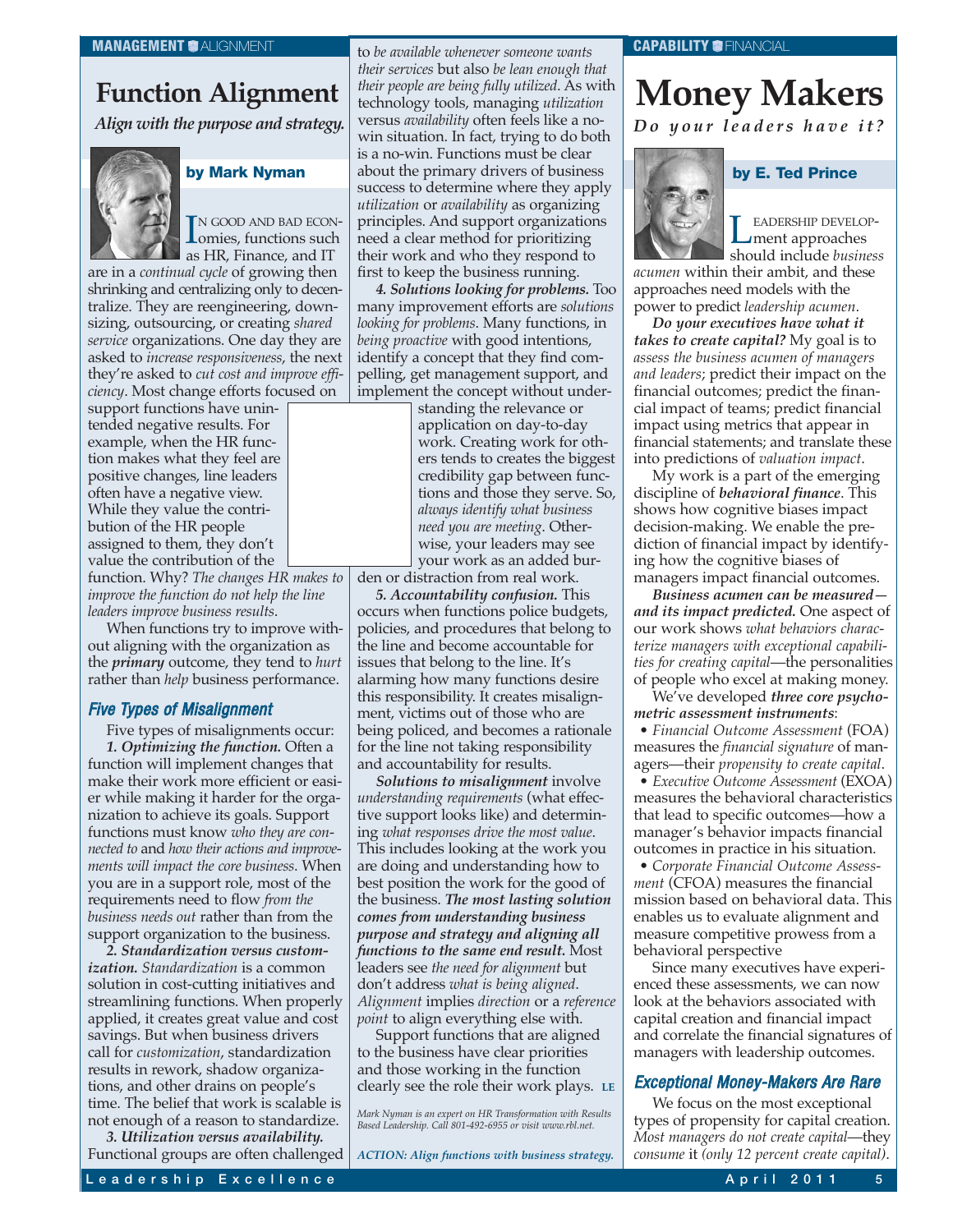MANAGEMENT ALIGNMENT

# Function Alignment

*Align with the purpose and strategy.*

**by Mark Nyman**

IN GOOD AND BAD ECONomies, functions such as HR, Finance, and IT are in a *continual cycle* of growing then shrinking and centralizing only to decentralize. They are reengineering, downsizing, outsourcing, or creating *shared service* organizations. One day they are asked to *increase responsiveness*, the next they're asked to *cut cost and improve efficiency*. Most change efforts focused on support functions have unintended negative results. For example, when the HR function makes what they feel are positive changes, line leaders often have a negative view. While they value the contribution of the HR people assigned to them, they don't value the contribution of the function. Why? *The changes HR makes to improve the function do not help the line leaders improve business results*.

When functions try to improve without aligning with the organization as the ***primary*** outcome, they tend to *hurt* rather than *help* business performance.

### Five Types of Misalignment

Five types of misalignments occur:

***1. Optimizing the function.*** Often a function will implement changes that make their work more efficient or easier while making it harder for the organization to achieve its goals. Support functions must know *who they are connected to* and *how their actions and improvements will impact the core business*. When you are in a support role, most of the requirements need to flow *from the business needs out* rather than from the support organization to the business.

***2. Standardization versus customization.*** *Standardization* is a common solution in cost-cutting initiatives and streamlining functions. When properly applied, it creates great value and cost savings. But when business drivers call for *customization*, standardization results in rework, shadow organizations, and other drains on people's time. The belief that work is scalable is not enough of a reason to standardize.

***3. Utilization versus availability.*** Functional groups are often challenged to *be available whenever someone wants their services* but also *be lean enough that their people are being fully utilized*. As with technology tools, managing *utilization* versus *availability* often feels like a no-win situation. In fact, trying to do both is a no-win. Functions must be clear about the primary drivers of business success to determine where they apply *utilization* or *availability* as organizing principles. And support organizations need a clear method for prioritizing their work and who they respond to first to keep the business running.

***4. Solutions looking for problems.*** Too many improvement efforts are *solutions looking for problems*. Many functions, in *being proactive* with good intentions, identify a concept that they find compelling, get management support, and implement the concept without understanding the relevance or application on day-to-day work. Creating work for others tends to creates the biggest credibility gap between functions and those they serve. So, *always identify what business need you are meeting*. Otherwise, your leaders may see your work as an added burden or distraction from real work.

***5. Accountability confusion.*** This occurs when functions police budgets, policies, and procedures that belong to the line and become accountable for issues that belong to the line. It's alarming how many functions desire this responsibility. It creates misalignment, victims out of those who are being policed, and becomes a rationale for the line not taking responsibility and accountability for results.

***Solutions to misalignment*** involve *understanding requirements* (what effective support looks like) and determining *what responses drive the most value*. This includes looking at the work you are doing and understanding how to best position the work for the good of the business. ***The most lasting solution comes from understanding business purpose and strategy and aligning all functions to the same end result.*** Most leaders see *the need for alignment* but don't address *what is being aligned*. *Alignment* implies *direction* or a *reference point* to align everything else with.

Support functions that are aligned to the business have clear priorities and those working in the function clearly see the role their work plays. **LE**

*Mark Nyman is an expert on HR Transformation with Results Based Leadership. Call 801-492-6955 or visit www.rbl.net.*

*ACTION: Align functions with business strategy.*

CAPABILITY FINANCIAL

# Money Makers

*Do your leaders have it?*

**by E. Ted Prince**

LEADERSHIP DEVELOPment approaches should include *business acumen* within their ambit, and these approaches need models with the power to predict *leadership acumen*.

***Do your executives have what it takes to create capital?*** My goal is to *assess the business acumen of managers and leaders*; predict their impact on the financial outcomes; predict the financial impact of teams; predict financial impact using metrics that appear in financial statements; and translate these into predictions of *valuation impact*.

My work is a part of the emerging discipline of ***behavioral finance***. This shows how cognitive biases impact decision-making. We enable the prediction of financial impact by identifying how the cognitive biases of managers impact financial outcomes.

***Business acumen can be measured—and its impact predicted.*** One aspect of our work shows *what behaviors characterize managers with exceptional capabilities for creating capital*—the personalities of people who excel at making money.

We've developed ***three core psychometric assessment instruments***:

- *Financial Outcome Assessment* (FOA) measures the *financial signature* of managers—their *propensity to create capital*.
- *Executive Outcome Assessment* (EXOA) measures the behavioral characteristics that lead to specific outcomes—how a manager's behavior impacts financial outcomes in practice in his situation.
- *Corporate Financial Outcome Assessment* (CFOA) measures the financial mission based on behavioral data. This enables us to evaluate alignment and measure competitive prowess from a behavioral perspective

Since many executives have experienced these assessments, we can now look at the behaviors associated with capital creation and financial impact and correlate the financial signatures of managers with leadership outcomes.

### Exceptional Money-Makers Are Rare

We focus on the most exceptional types of propensity for capital creation. *Most managers do not create capital*—they *consume* it *(only 12 percent create capital)*.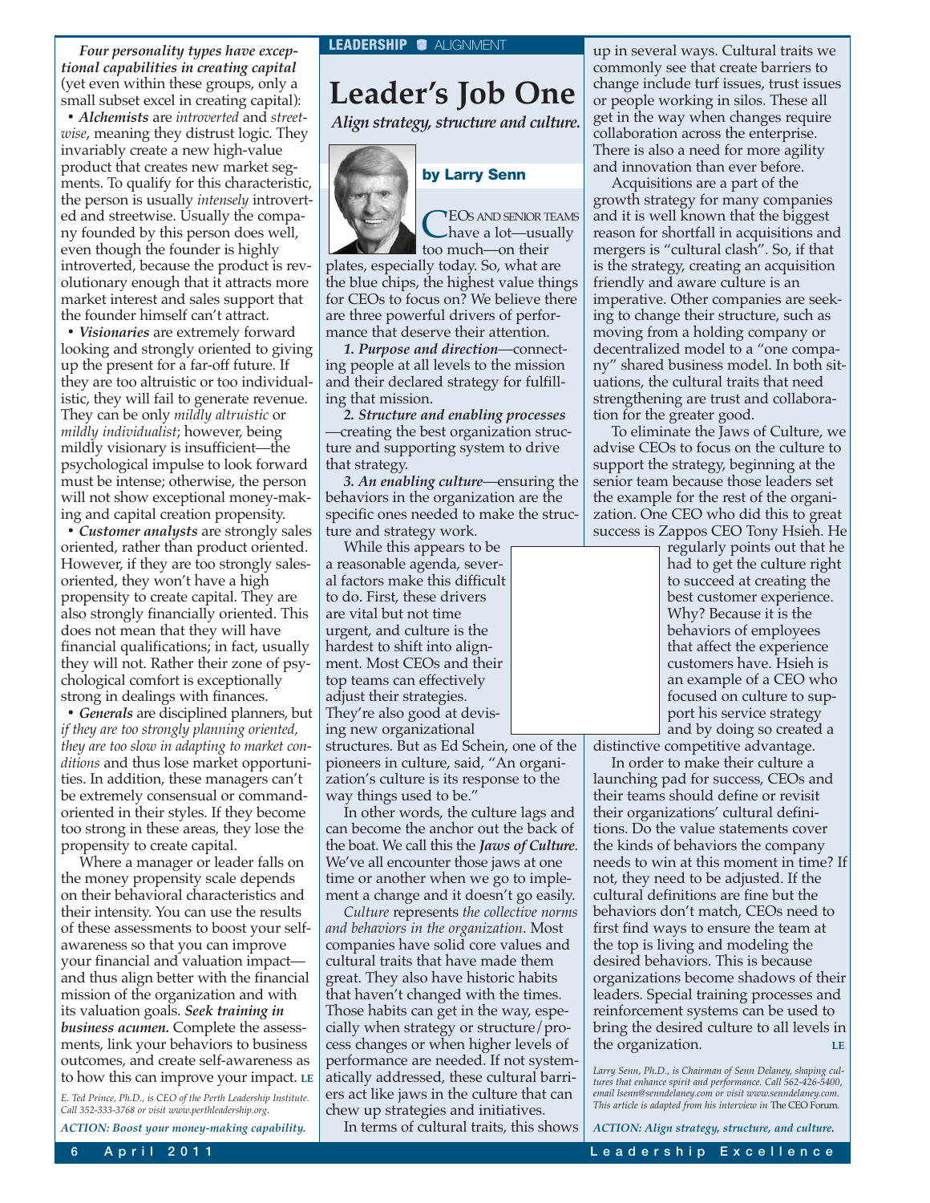***Four personality types have exceptional capabilities in creating capital*** (yet even within these groups, only a small subset excel in creating capital):

- ***Alchemists*** are *introverted* and *streetwise*, meaning they distrust logic. They invariably create a new high-value product that creates new market segments. To qualify for this characteristic, the person is usually *intensely* introverted and streetwise. Usually the company founded by this person does well, even though the founder is highly introverted, because the product is revolutionary enough that it attracts more market interest and sales support that the founder himself can't attract.
- ***Visionaries*** are extremely forward looking and strongly oriented to giving up the present for a far-off future. If they are too altruistic or too individualistic, they will fail to generate revenue. They can be only *mildly altruistic* or *mildly individualist*; however, being mildly visionary is insufficient—the psychological impulse to look forward must be intense; otherwise, the person will not show exceptional money-making and capital creation propensity.
- ***Customer analysts*** are strongly sales oriented, rather than product oriented. However, if they are too strongly sales-oriented, they won't have a high propensity to create capital. They are also strongly financially oriented. This does not mean that they will have financial qualifications; in fact, usually they will not. Rather their zone of psychological comfort is exceptionally strong in dealings with finances.
- ***Generals*** are disciplined planners, but *if they are too strongly planning oriented, they are too slow in adapting to market conditions* and thus lose market opportunities. In addition, these managers can't be extremely consensual or command-oriented in their styles. If they become too strong in these areas, they lose the propensity to create capital.

Where a manager or leader falls on the money propensity scale depends on their behavioral characteristics and their intensity. You can use the results of these assessments to boost your self-awareness so that you can improve your financial and valuation impact—and thus align better with the financial mission of the organization and with its valuation goals. ***Seek training in business acumen.*** Complete the assessments, link your behaviors to business outcomes, and create self-awareness as to how this can improve your impact. **LE**

*E. Ted Prince, Ph.D., is CEO of the Perth Leadership Institute. Call 352-333-3768 or visit www.perthleadership.org.*

***ACTION: Boost your money-making capability.***

**LEADERSHIP ■ ALIGNMENT**

# Leader's Job One

***Align strategy, structure and culture.***

**by Larry Senn**

CEOs and senior teams have a lot—usually too much—on their plates, especially today. So, what are the blue chips, the highest value things for CEOs to focus on? We believe there are three powerful drivers of performance that deserve their attention.

***1. Purpose and direction***—connecting people at all levels to the mission and their declared strategy for fulfilling that mission.

***2. Structure and enabling processes***—creating the best organization structure and supporting system to drive that strategy.

***3. An enabling culture***—ensuring the behaviors in the organization are the specific ones needed to make the structure and strategy work.

While this appears to be a reasonable agenda, several factors make this difficult to do. First, these drivers are vital but not time urgent, and culture is the hardest to shift into alignment. Most CEOs and their top teams can effectively adjust their strategies. They're also good at devising new organizational structures. But as Ed Schein, one of the pioneers in culture, said, "An organization's culture is its response to the way things used to be."

In other words, the culture lags and can become the anchor out the back of the boat. We call this the ***Jaws of Culture***. We've all encounter those jaws at one time or another when we go to implement a change and it doesn't go easily.

*Culture* represents *the collective norms and behaviors in the organization*. Most companies have solid core values and cultural traits that have made them great. They also have historic habits that haven't changed with the times. Those habits can get in the way, especially when strategy or structure/process changes or when higher levels of performance are needed. If not systematically addressed, these cultural barriers act like jaws in the culture that can chew up strategies and initiatives.

In terms of cultural traits, this shows up in several ways. Cultural traits we commonly see that create barriers to change include turf issues, trust issues or people working in silos. These all get in the way when changes require collaboration across the enterprise. There is also a need for more agility and innovation than ever before.

Acquisitions are a part of the growth strategy for many companies and it is well known that the biggest reason for shortfall in acquisitions and mergers is "cultural clash". So, if that is the strategy, creating an acquisition friendly and aware culture is an imperative. Other companies are seeking to change their structure, such as moving from a holding company or decentralized model to a "one company" shared business model. In both situations, the cultural traits that need strengthening are trust and collaboration for the greater good.

To eliminate the Jaws of Culture, we advise CEOs to focus on the culture to support the strategy, beginning at the senior team because those leaders set the example for the rest of the organization. One CEO who did this to great success is Zappos CEO Tony Hsieh. He regularly points out that he had to get the culture right to succeed at creating the best customer experience. Why? Because it is the behaviors of employees that affect the experience customers have. Hsieh is an example of a CEO who focused on culture to support his service strategy and by doing so created a distinctive competitive advantage.

In order to make their culture a launching pad for success, CEOs and their teams should define or revisit their organizations' cultural definitions. Do the value statements cover the kinds of behaviors the company needs to win at this moment in time? If not, they need to be adjusted. If the cultural definitions are fine but the behaviors don't match, CEOs need to first find ways to ensure the team at the top is living and modeling the desired behaviors. This is because organizations become shadows of their leaders. Special training processes and reinforcement systems can be used to bring the desired culture to all levels in the organization. **LE**

*Larry Senn, Ph.D., is Chairman of Senn Delaney, shaping cultures that enhance spirit and performance. Call 562-426-5400, email lsenn@senndelaney.com or visit www.senndelaney.com. This article is adapted from his interview in* The CEO Forum.

***ACTION: Align strategy, structure, and culture.***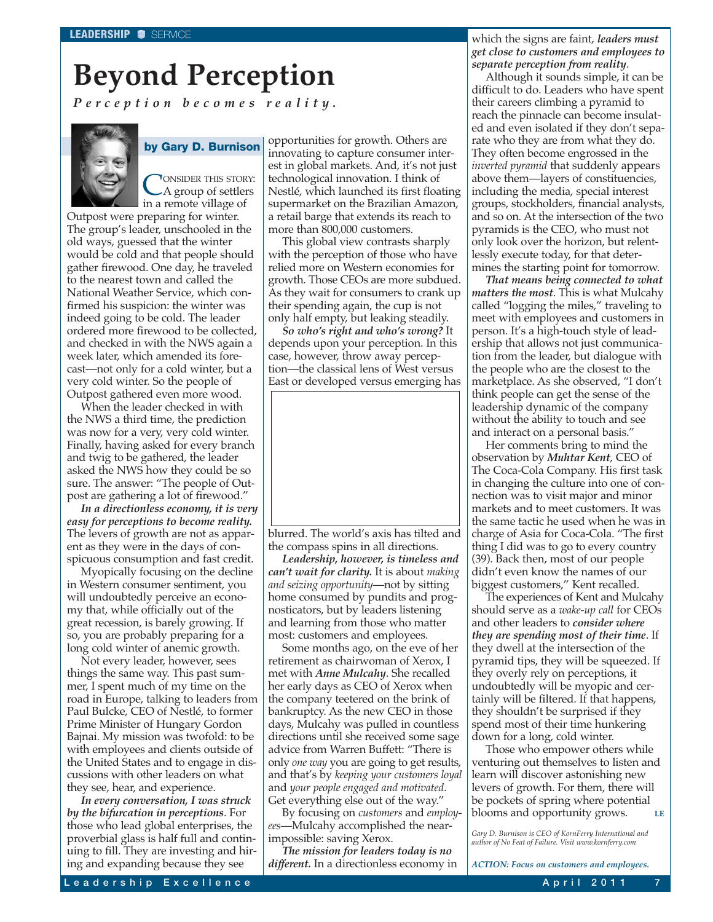LEADERSHIP ■ SERVICE

# Beyond Perception

***Perception becomes reality.***

**by Gary D. Burnison**

CONSIDER THIS STORY: A group of settlers in a remote village of Outpost were preparing for winter. The group's leader, unschooled in the old ways, guessed that the winter would be cold and that people should gather firewood. One day, he traveled to the nearest town and called the National Weather Service, which confirmed his suspicion: the winter was indeed going to be cold. The leader ordered more firewood to be collected, and checked in with the NWS again a week later, which amended its forecast—not only for a cold winter, but a very cold winter. So the people of Outpost gathered even more wood.

When the leader checked in with the NWS a third time, the prediction was now for a very, very cold winter. Finally, having asked for every branch and twig to be gathered, the leader asked the NWS how they could be so sure. The answer: "The people of Outpost are gathering a lot of firewood."

***In a directionless economy, it is very easy for perceptions to become reality.*** The levers of growth are not as apparent as they were in the days of conspicuous consumption and fast credit.

Myopically focusing on the decline in Western consumer sentiment, you will undoubtedly perceive an economy that, while officially out of the great recession, is barely growing. If so, you are probably preparing for a long cold winter of anemic growth.

Not every leader, however, sees things the same way. This past summer, I spent much of my time on the road in Europe, talking to leaders from Paul Bulcke, CEO of Nestlé, to former Prime Minister of Hungary Gordon Bajnai. My mission was twofold: to be with employees and clients outside of the United States and to engage in discussions with other leaders on what they see, hear, and experience.

***In every conversation, I was struck by the bifurcation in perceptions.*** For those who lead global enterprises, the proverbial glass is half full and continuing to fill. They are investing and hiring and expanding because they see opportunities for growth. Others are innovating to capture consumer interest in global markets. And, it's not just technological innovation. I think of Nestlé, which launched its first floating supermarket on the Brazilian Amazon, a retail barge that extends its reach to more than 800,000 customers.

This global view contrasts sharply with the perception of those who have relied more on Western economies for growth. Those CEOs are more subdued. As they wait for consumers to crank up their spending again, the cup is not only half empty, but leaking steadily.

***So who's right and who's wrong?*** It depends upon your perception. In this case, however, throw away perception—the classical lens of West versus East or developed versus emerging has blurred. The world's axis has tilted and the compass spins in all directions.

***Leadership, however, is timeless and can't wait for clarity.*** It is about *making and seizing opportunity*—not by sitting home consumed by pundits and prognosticators, but by leaders listening and learning from those who matter most: customers and employees.

Some months ago, on the eve of her retirement as chairwoman of Xerox, I met with ***Anne Mulcahy***. She recalled her early days as CEO of Xerox when the company teetered on the brink of bankruptcy. As the new CEO in those days, Mulcahy was pulled in countless directions until she received some sage advice from Warren Buffett: "There is only *one way* you are going to get results, and that's by *keeping your customers loyal* and *your people engaged and motivated*. Get everything else out of the way."

By focusing on *customers* and *employees*—Mulcahy accomplished the near-impossible: saving Xerox.

***The mission for leaders today is no different.*** In a directionless economy in which the signs are faint, ***leaders must get close to customers and employees to separate perception from reality***.

Although it sounds simple, it can be difficult to do. Leaders who have spent their careers climbing a pyramid to reach the pinnacle can become insulated and even isolated if they don't separate who they are from what they do. They often become engrossed in the *inverted pyramid* that suddenly appears above them—layers of constituencies, including the media, special interest groups, stockholders, financial analysts, and so on. At the intersection of the two pyramids is the CEO, who must not only look over the horizon, but relentlessly execute today, for that determines the starting point for tomorrow.

***That means being connected to what matters the most***. This is what Mulcahy called "logging the miles," traveling to meet with employees and customers in person. It's a high-touch style of leadership that allows not just communication from the leader, but dialogue with the people who are the closest to the marketplace. As she observed, "I don't think people can get the sense of the leadership dynamic of the company without the ability to touch and see and interact on a personal basis."

Her comments bring to mind the observation by ***Muhtar Kent***, CEO of The Coca-Cola Company. His first task in changing the culture into one of connection was to visit major and minor markets and to meet customers. It was the same tactic he used when he was in charge of Asia for Coca-Cola. "The first thing I did was to go to every country (39). Back then, most of our people didn't even know the names of our biggest customers," Kent recalled.

The experiences of Kent and Mulcahy should serve as a *wake-up call* for CEOs and other leaders to ***consider where they are spending most of their time***. If they dwell at the intersection of the pyramid tips, they will be squeezed. If they overly rely on perceptions, it undoubtedly will be myopic and certainly will be filtered. If that happens, they shouldn't be surprised if they spend most of their time hunkering down for a long, cold winter.

Those who empower others while venturing out themselves to listen and learn will discover astonishing new levers of growth. For them, there will be pockets of spring where potential blooms and opportunity grows. **LE**

*Gary D. Burnison is CEO of KornFerry International and author of No Feat of Failure. Visit www.kornferry.com*

*ACTION: Focus on customers and employees.*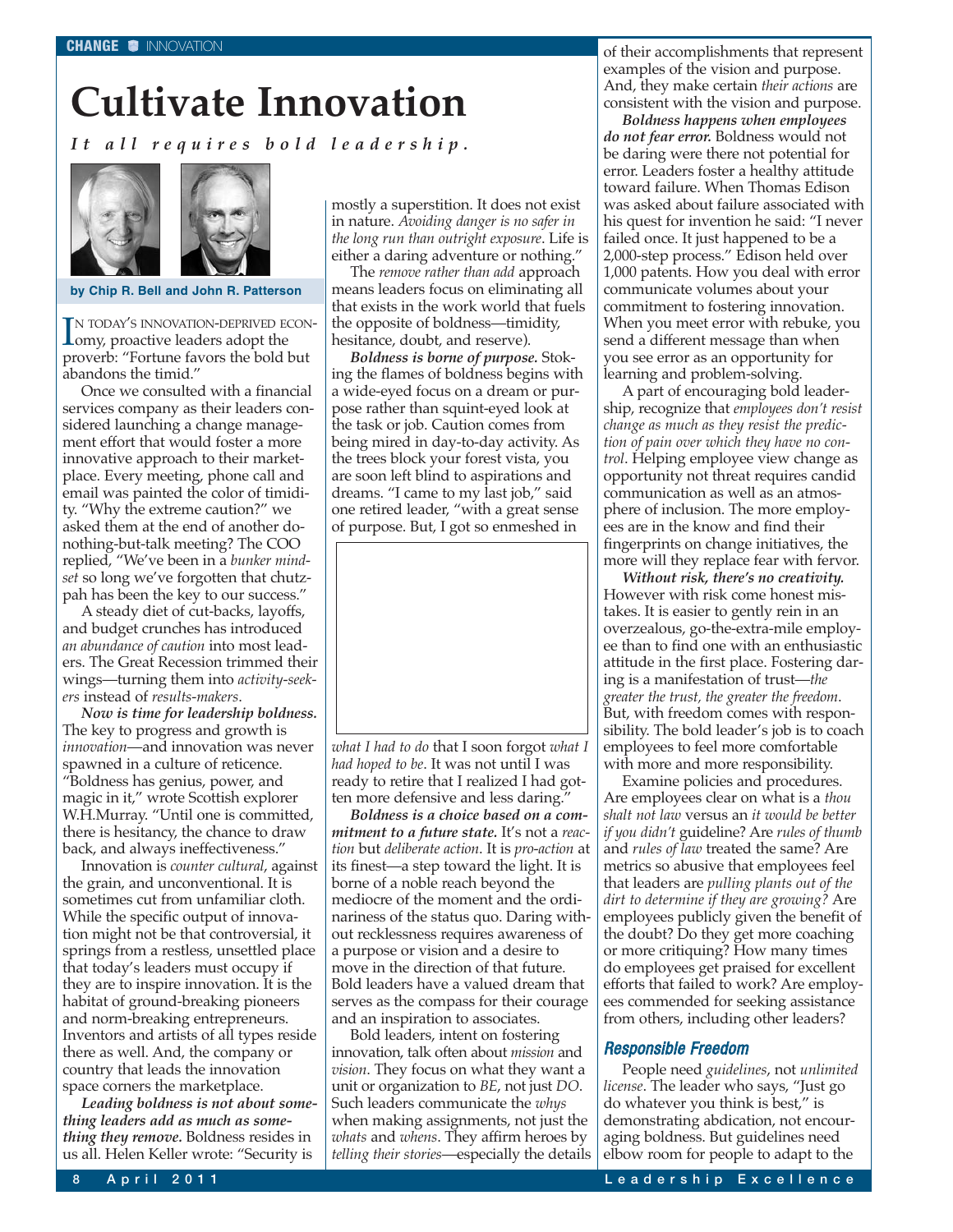# Cultivate Innovation

***It all requires bold leadership.***

**by Chip R. Bell and John R. Patterson**

In today's innovation-deprived economy, proactive leaders adopt the proverb: "Fortune favors the bold but abandons the timid."

Once we consulted with a financial services company as their leaders considered launching a change management effort that would foster a more innovative approach to their marketplace. Every meeting, phone call and email was painted the color of timidity. "Why the extreme caution?" we asked them at the end of another do-nothing-but-talk meeting? The COO replied, "We've been in a *bunker mindset* so long we've forgotten that chutzpah has been the key to our success."

A steady diet of cut-backs, layoffs, and budget crunches has introduced *an abundance of caution* into most leaders. The Great Recession trimmed their wings—turning them into *activity-seekers* instead of *results-makers*.

***Now is time for leadership boldness.*** The key to progress and growth is *innovation*—and innovation was never spawned in a culture of reticence. "Boldness has genius, power, and magic in it," wrote Scottish explorer W.H.Murray. "Until one is committed, there is hesitancy, the chance to draw back, and always ineffectiveness."

Innovation is *counter cultural*, against the grain, and unconventional. It is sometimes cut from unfamiliar cloth. While the specific output of innovation might not be that controversial, it springs from a restless, unsettled place that today's leaders must occupy if they are to inspire innovation. It is the habitat of ground-breaking pioneers and norm-breaking entrepreneurs. Inventors and artists of all types reside there as well. And, the company or country that leads the innovation space corners the marketplace.

***Leading boldness is not about something leaders add as much as something they remove.*** Boldness resides in us all. Helen Keller wrote: "Security is mostly a superstition. It does not exist in nature. *Avoiding danger is no safer in the long run than outright exposure*. Life is either a daring adventure or nothing."

The *remove rather than add* approach means leaders focus on eliminating all that exists in the work world that fuels the opposite of boldness—timidity, hesitance, doubt, and reserve).

***Boldness is borne of purpose.*** Stoking the flames of boldness begins with a wide-eyed focus on a dream or purpose rather than squint-eyed look at the task or job. Caution comes from being mired in day-to-day activity. As the trees block your forest vista, you are soon left blind to aspirations and dreams. "I came to my last job," said one retired leader, "with a great sense of purpose. But, I got so enmeshed in *what I had to do* that I soon forgot *what I had hoped to be*. It was not until I was ready to retire that I realized I had gotten more defensive and less daring."

***Boldness is a choice based on a commitment to a future state.*** It's not a *reaction* but *deliberate action*. It is *pro-action* at its finest—a step toward the light. It is borne of a noble reach beyond the mediocre of the moment and the ordinariness of the status quo. Daring without recklessness requires awareness of a purpose or vision and a desire to move in the direction of that future. Bold leaders have a valued dream that serves as the compass for their courage and an inspiration to associates.

Bold leaders, intent on fostering innovation, talk often about *mission* and *vision*. They focus on what they want a unit or organization to *BE*, not just *DO*. Such leaders communicate the *whys* when making assignments, not just the *whats* and *whens*. They affirm heroes by *telling their stories*—especially the details of their accomplishments that represent examples of the vision and purpose. And, they make certain *their actions* are consistent with the vision and purpose.

***Boldness happens when employees do not fear error.*** Boldness would not be daring were there not potential for error. Leaders foster a healthy attitude toward failure. When Thomas Edison was asked about failure associated with his quest for invention he said: "I never failed once. It just happened to be a 2,000-step process." Edison held over 1,000 patents. How you deal with error communicate volumes about your commitment to fostering innovation. When you meet error with rebuke, you send a different message than when you see error as an opportunity for learning and problem-solving.

A part of encouraging bold leadership, recognize that *employees don't resist change as much as they resist the prediction of pain over which they have no control*. Helping employee view change as opportunity not threat requires candid communication as well as an atmosphere of inclusion. The more employees are in the know and find their fingerprints on change initiatives, the more will they replace fear with fervor.

***Without risk, there's no creativity.*** However with risk come honest mistakes. It is easier to gently rein in an overzealous, go-the-extra-mile employee than to find one with an enthusiastic attitude in the first place. Fostering daring is a manifestation of trust—*the greater the trust, the greater the freedom*. But, with freedom comes with responsibility. The bold leader's job is to coach employees to feel more comfortable with more and more responsibility.

Examine policies and procedures. Are employees clear on what is a *thou shalt not law* versus an *it would be better if you didn't* guideline? Are *rules of thumb* and *rules of law* treated the same? Are metrics so abusive that employees feel that leaders are *pulling plants out of the dirt to determine if they are growing?* Are employees publicly given the benefit of the doubt? Do they get more coaching or more critiquing? How many times do employees get praised for excellent efforts that failed to work? Are employees commended for seeking assistance from others, including other leaders?

## Responsible Freedom

People need *guidelines*, not *unlimited license*. The leader who says, "Just go do whatever you think is best," is demonstrating abdication, not encouraging boldness. But guidelines need elbow room for people to adapt to the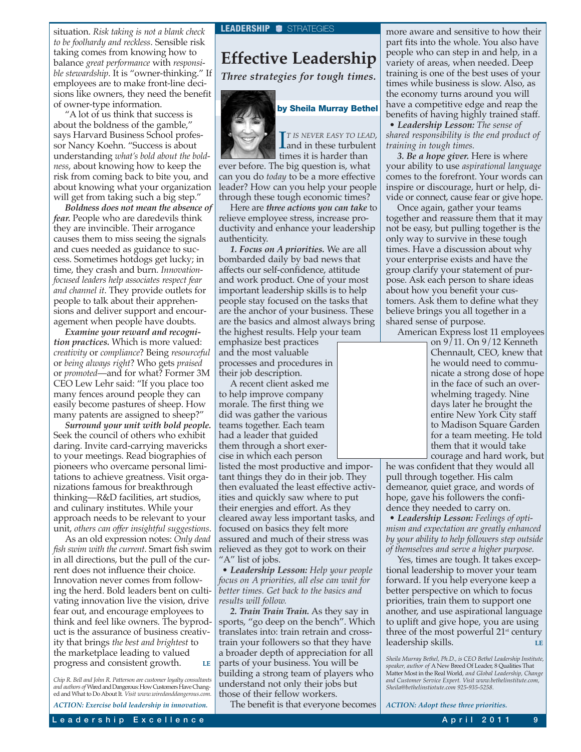situation. *Risk taking is not a blank check to be foolhardy and reckless*. Sensible risk taking comes from knowing how to balance *great performance* with *responsible stewardship*. It is "owner-thinking." If employees are to make front-line decisions like owners, they need the benefit of owner-type information.

"A lot of us think that success is about the boldness of the gamble," says Harvard Business School professor Nancy Koehn. "Success is about understanding *what's bold about the boldness*, about knowing how to keep the risk from coming back to bite you, and about knowing what your organization will get from taking such a big step."

***Boldness does not mean the absence of fear.*** People who are daredevils think they are invincible. Their arrogance causes them to miss seeing the signals and cues needed as guidance to success. Sometimes hotdogs get lucky; in time, they crash and burn. *Innovation-focused leaders help associates respect fear and channel it.* They provide outlets for people to talk about their apprehensions and deliver support and encouragement when people have doubts.

***Examine your reward and recognition practices.*** Which is more valued: *creativity* or *compliance*? Being *resourceful* or *being always right*? Who gets *praised* or *promoted*—and for what? Former 3M CEO Lew Lehr said: "If you place too many fences around people they can easily become pastures of sheep. How many patents are assigned to sheep?"

***Surround your unit with bold people.*** Seek the council of others who exhibit daring. Invite card-carrying mavericks to your meetings. Read biographies of pioneers who overcame personal limitations to achieve greatness. Visit organizations famous for breakthrough thinking—R&D facilities, art studios, and culinary institutes. While your approach needs to be relevant to your unit, *others can offer insightful suggestions*.

As an old expression notes: *Only dead fish swim with the current*. Smart fish swim in all directions, but the pull of the current does not influence their choice. Innovation never comes from following the herd. Bold leaders bent on cultivating innovation live the vision, drive fear out, and encourage employees to think and feel like owners. The byproduct is the assurance of business creativity that brings *the best and brightest* to the marketplace leading to valued progress and consistent growth. **LE**

*Chip R. Bell and John R. Patterson are customer loyalty consultants and authors of* Wired and Dangerous: How Customers Have Changed and What to Do About It. *Visit www.wiredanddangerous.com.*

***ACTION: Exercise bold leadership in innovation.***

**LEADERSHIP** STRATEGIES

# Effective Leadership

***Three strategies for tough times.***

**by Sheila Murray Bethel**

*IT IS NEVER EASY TO LEAD*, and in these turbulent times it is harder than ever before. The big question is, what can you do *today* to be a more effective leader? How can you help your people through these tough economic times?

Here are ***three actions you can take*** to relieve employee stress, increase productivity and enhance your leadership authenticity.

***1. Focus on A priorities.*** We are all bombarded daily by bad news that affects our self-confidence, attitude and work product. One of your most important leadership skills is to help people stay focused on the tasks that are the anchor of your business. These are the basics and almost always bring the highest results. Help your team emphasize best practices and the most valuable processes and procedures in their job description.

A recent client asked me to help improve company morale. The first thing we did was gather the various teams together. Each team had a leader that guided them through a short exercise in which each person listed the most productive and important things they do in their job. They then evaluated the least effective activities and quickly saw where to put their energies and effort. As they cleared away less important tasks, and focused on basics they felt more assured and much of their stress was relieved as they got to work on their "A" list of jobs.

• ***Leadership Lesson:*** *Help your people focus on A priorities, all else can wait for better times. Get back to the basics and results will follow.*

***2. Train Train Train.*** As they say in sports, "go deep on the bench". Which translates into: train retrain and cross-train your followers so that they have a broader depth of appreciation for all parts of your business. You will be building a strong team of players who understand not only their jobs but those of their fellow workers.

The benefit is that everyone becomes more aware and sensitive to how their part fits into the whole. You also have people who can step in and help, in a variety of areas, when needed. Deep training is one of the best uses of your times while business is slow. Also, as the economy turns around you will have a competitive edge and reap the benefits of having highly trained staff.

• ***Leadership Lesson:*** *The sense of shared responsibility is the end product of training in tough times.*

***3. Be a hope giver.*** Here is where your ability to use *aspirational language* comes to the forefront. Your words can inspire or discourage, hurt or help, divide or connect, cause fear or give hope.

Once again, gather your teams together and reassure them that it may not be easy, but pulling together is the only way to survive in these tough times. Have a discussion about why your enterprise exists and have the group clarify your statement of purpose. Ask each person to share ideas about how you benefit your customers. Ask them to define what they believe brings you all together in a shared sense of purpose.

American Express lost 11 employees on 9/11. On 9/12 Kenneth Chennault, CEO, knew that he would need to communicate a strong dose of hope in the face of such an overwhelming tragedy. Nine days later he brought the entire New York City staff to Madison Square Garden for a team meeting. He told them that it would take courage and hard work, but he was confident that they would all pull through together. His calm demeanor, quiet grace, and words of hope, gave his followers the confidence they needed to carry on.

• ***Leadership Lesson:*** *Feelings of optimism and expectation are greatly enhanced by your ability to help followers step outside of themselves and serve a higher purpose.*

Yes, times are tough. It takes exceptional leadership to mover your team forward. If you help everyone keep a better perspective on which to focus priorities, train them to support one another, and use aspirational language to uplift and give hope, you are using three of the most powerful 21st century leadership skills. **LE**

*Sheila Murray Bethel, Ph.D., is CEO Bethel Leadership Institute, speaker, author of* A New Breed Of Leader, 8 Qualities That Matter Most in the Real World, *and Global Leadership, Change and Customer Service Expert. Visit www.bethelinstitute.com, Sheila@bethelinstiotute.com 925-935-5258.*

***ACTION: Adopt these three priorities.***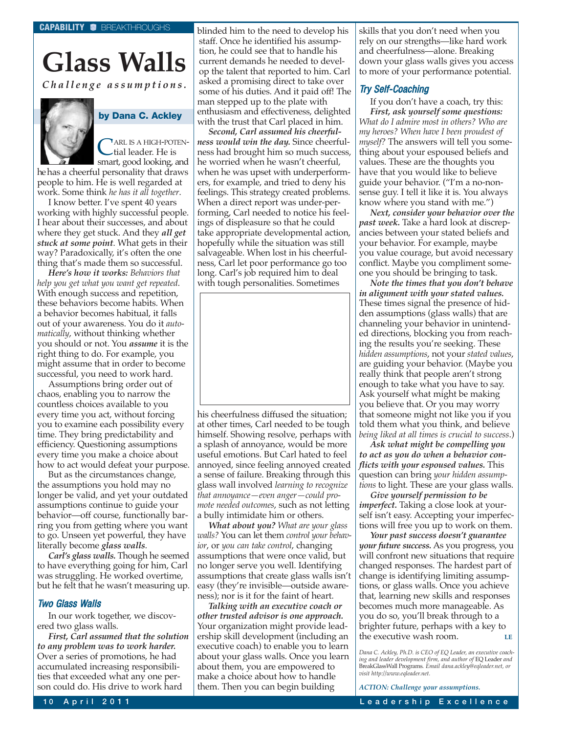CAPABILITY ■ BREAKTHROUGHS

# Glass Walls

***Challenge assumptions.***

**by Dana C. Ackley**

CARL IS A HIGH-POTENTIAL leader. He is smart, good looking, and he has a cheerful personality that draws people to him. He is well regarded at work. Some think *he has it all together*.

I know better. I've spent 40 years working with highly successful people. I hear about their successes, and about where they get stuck. And they ***all get stuck at some point***. What gets in their way? Paradoxically, it's often the one thing that's made them so successful.

***Here's how it works:*** *Behaviors that help you get what you want get repeated*. With enough success and repetition, these behaviors become habits. When a behavior becomes habitual, it falls out of your awareness. You do it *automatically*, without thinking whether you should or not. You ***assume*** it is the right thing to do. For example, you might assume that in order to become successful, you need to work hard.

Assumptions bring order out of chaos, enabling you to narrow the countless choices available to you every time you act, without forcing you to examine each possibility every time. They bring predictability and efficiency. Questioning assumptions every time you make a choice about how to act would defeat your purpose.

But as the circumstances change, the assumptions you hold may no longer be valid, and yet your outdated assumptions continue to guide your behavior—off course, functionally barring you from getting where you want to go. Unseen yet powerful, they have literally become ***glass walls***.

***Carl's glass walls.*** Though he seemed to have everything going for him, Carl was struggling. He worked overtime, but he felt that he wasn't measuring up.

## Two Glass Walls

In our work together, we discovered two glass walls.

***First, Carl assumed that the solution to any problem was to work harder.*** Over a series of promotions, he had accumulated increasing responsibilities that exceeded what any one person could do. His drive to work hard blinded him to the need to develop his staff. Once he identified his assumption, he could see that to handle his current demands he needed to develop the talent that reported to him. Carl asked a promising direct to take over some of his duties. And it paid off! The man stepped up to the plate with enthusiasm and effectiveness, delighted with the trust that Carl placed in him.

***Second, Carl assumed his cheerfulness would win the day.*** Since cheerfulness had brought him so much success, he worried when he wasn't cheerful, when he was upset with underperformers, for example, and tried to deny his feelings. This strategy created problems. When a direct report was under-performing, Carl needed to notice his feelings of displeasure so that he could take appropriate developmental action, hopefully while the situation was still salvageable. When lost in his cheerfulness, Carl let poor performance go too long. Carl's job required him to deal with tough personalities. Sometimes his cheerfulness diffused the situation; at other times, Carl needed to be tough himself. Showing resolve, perhaps with a splash of annoyance, would be more useful emotions. But Carl hated to feel annoyed, since feeling annoyed created a sense of failure. Breaking through this glass wall involved *learning to recognize that annoyance—even anger—could promote needed outcomes*, such as not letting a bully intimidate him or others.

***What about you?*** *What are your glass walls?* You can let them *control your behavior*, or *you can take control*, changing assumptions that were once valid, but no longer serve you well. Identifying assumptions that create glass walls isn't easy (they're invisible—outside awareness); nor is it for the faint of heart.

***Talking with an executive coach or other trusted advisor is one approach.*** Your organization might provide leadership skill development (including an executive coach) to enable you to learn about your glass walls. Once you learn about them, you are empowered to make a choice about how to handle them. Then you can begin building skills that you don't need when you rely on our strengths—like hard work and cheerfulness—alone. Breaking down your glass walls gives you access to more of your performance potential.

## Try Self-Coaching

If you don't have a coach, try this:

***First, ask yourself some questions:*** *What do I admire most in others? Who are my heroes? When have I been proudest of myself?* The answers will tell you something about your espoused beliefs and values. These are the thoughts you have that you would like to believe guide your behavior. ("I'm a no-nonsense guy. I tell it like it is. You always know where you stand with me.")

***Next, consider your behavior over the past week.*** Take a hard look at discrepancies between your stated beliefs and your behavior. For example, maybe you value courage, but avoid necessary conflict. Maybe you compliment someone you should be bringing to task.

***Note the times that you don't behave in alignment with your stated values.*** These times signal the presence of hidden assumptions (glass walls) that are channeling your behavior in unintended directions, blocking you from reaching the results you're seeking. These *hidden assumptions*, not your *stated values*, are guiding your behavior. (Maybe you really think that people aren't strong enough to take what you have to say. Ask yourself what might be making you believe that. Or you may worry that someone might not like you if you told them what you think, and believe *being liked at all times is crucial to success*.)

***Ask what might be compelling you to act as you do when a behavior conflicts with your espoused values.*** This question can bring *your hidden assumptions* to light. These are your glass walls.

***Give yourself permission to be imperfect.*** Taking a close look at yourself isn't easy. Accepting your imperfections will free you up to work on them.

***Your past success doesn't guarantee your future success.*** As you progress, you will confront new situations that require changed responses. The hardest part of change is identifying limiting assumptions, or glass walls. Once you achieve that, learning new skills and responses becomes much more manageable. As you do so, you'll break through to a brighter future, perhaps with a key to the executive wash room. LE

*Dana C. Ackley, Ph.D. is CEO of EQ Leader, an executive coaching and leader development firm, and author of* EQ Leader *and* BreakGlassWall Programs. *Email dana.ackley@eqleader.net, or visit http://www.eqleader.net.*

*ACTION: Challenge your assumptions.*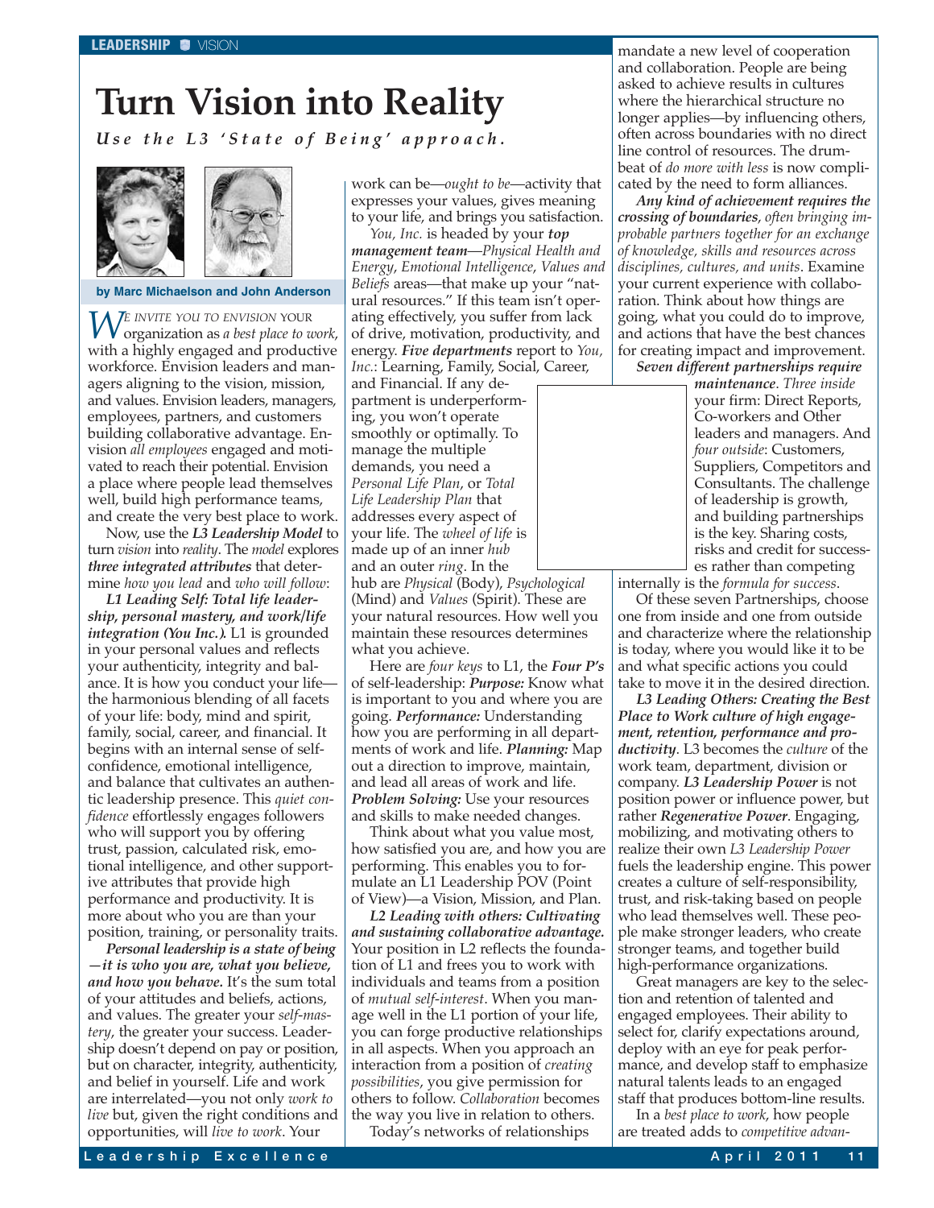# Turn Vision into Reality

***Use the L3 'State of Being' approach.***

**by Marc Michaelson and John Anderson**

WE INVITE YOU TO ENVISION YOUR organization as *a best place to work*, with a highly engaged and productive workforce. Envision leaders and managers aligning to the vision, mission, and values. Envision leaders, managers, employees, partners, and customers building collaborative advantage. Envision *all employees* engaged and motivated to reach their potential. Envision a place where people lead themselves well, build high performance teams, and create the very best place to work.

Now, use the ***L3 Leadership Model*** to turn *vision* into *reality*. The *model* explores ***three integrated attributes*** that determine *how you lead* and *who will follow*:

***L1 Leading Self: Total life leadership, personal mastery, and work/life integration (You Inc.).*** L1 is grounded in your personal values and reflects your authenticity, integrity and balance. It is how you conduct your life—the harmonious blending of all facets of your life: body, mind and spirit, family, social, career, and financial. It begins with an internal sense of self-confidence, emotional intelligence, and balance that cultivates an authentic leadership presence. This *quiet confidence* effortlessly engages followers who will support you by offering trust, passion, calculated risk, emotional intelligence, and other supportive attributes that provide high performance and productivity. It is more about who you are than your position, training, or personality traits.

***Personal leadership is a state of being—it is who you are, what you believe, and how you behave.*** It's the sum total of your attitudes and beliefs, actions, and values. The greater your *self-mastery*, the greater your success. Leadership doesn't depend on pay or position, but on character, integrity, authenticity, and belief in yourself. Life and work are interrelated—you not only *work to live* but, given the right conditions and opportunities, will *live to work*. Your work can be—*ought to be*—activity that expresses your values, gives meaning to your life, and brings you satisfaction.

*You, Inc.* is headed by your ***top management team***—*Physical Health and Energy*, *Emotional Intelligence*, *Values and Beliefs* areas—that make up your "natural resources." If this team isn't operating effectively, you suffer from lack of drive, motivation, productivity, and energy. ***Five departments*** report to *You, Inc.*: Learning, Family, Social, Career, and Financial. If any department is underperforming, you won't operate smoothly or optimally. To manage the multiple demands, you need a *Personal Life Plan*, or *Total Life Leadership Plan* that addresses every aspect of your life. The *wheel of life* is made up of an inner *hub* and an outer *ring*. In the hub are *Physical* (Body), *Psychological* (Mind) and *Values* (Spirit). These are your natural resources. How well you maintain these resources determines what you achieve.

Here are *four keys* to L1, the ***Four P's*** of self-leadership: ***Purpose:*** Know what is important to you and where you are going. ***Performance:*** Understanding how you are performing in all departments of work and life. ***Planning:*** Map out a direction to improve, maintain, and lead all areas of work and life. ***Problem Solving:*** Use your resources and skills to make needed changes.

Think about what you value most, how satisfied you are, and how you are performing. This enables you to formulate an L1 Leadership POV (Point of View)—a Vision, Mission, and Plan.

***L2 Leading with others: Cultivating and sustaining collaborative advantage.*** Your position in L2 reflects the foundation of L1 and frees you to work with individuals and teams from a position of *mutual self-interest*. When you manage well in the L1 portion of your life, you can forge productive relationships in all aspects. When you approach an interaction from a position of *creating possibilities*, you give permission for others to follow. *Collaboration* becomes the way you live in relation to others.

Today's networks of relationships mandate a new level of cooperation and collaboration. People are being asked to achieve results in cultures where the hierarchical structure no longer applies—by influencing others, often across boundaries with no direct line control of resources. The drumbeat of *do more with less* is now complicated by the need to form alliances.

***Any kind of achievement requires the crossing of boundaries****, often bringing improbable partners together for an exchange of knowledge, skills and resources across disciplines, cultures, and units*. Examine your current experience with collaboration. Think about how things are going, what you could do to improve, and actions that have the best chances for creating impact and improvement.

***Seven different partnerships require maintenance***. *Three inside* your firm: Direct Reports, Co-workers and Other leaders and managers. And *four outside*: Customers, Suppliers, Competitors and Consultants. The challenge of leadership is growth, and building partnerships is the key. Sharing costs, risks and credit for successes rather than competing internally is the *formula for success*.

Of these seven Partnerships, choose one from inside and one from outside and characterize where the relationship is today, where you would like it to be and what specific actions you could take to move it in the desired direction.

***L3 Leading Others: Creating the Best Place to Work culture of high engagement, retention, performance and productivity***. L3 becomes the *culture* of the work team, department, division or company. ***L3 Leadership Power*** is not position power or influence power, but rather ***Regenerative Power***. Engaging, mobilizing, and motivating others to realize their own *L3 Leadership Power* fuels the leadership engine. This power creates a culture of self-responsibility, trust, and risk-taking based on people who lead themselves well. These people make stronger leaders, who create stronger teams, and together build high-performance organizations.

Great managers are key to the selection and retention of talented and engaged employees. Their ability to select for, clarify expectations around, deploy with an eye for peak performance, and develop staff to emphasize natural talents leads to an engaged staff that produces bottom-line results.

In a *best place to work*, how people are treated adds to *competitive advan-*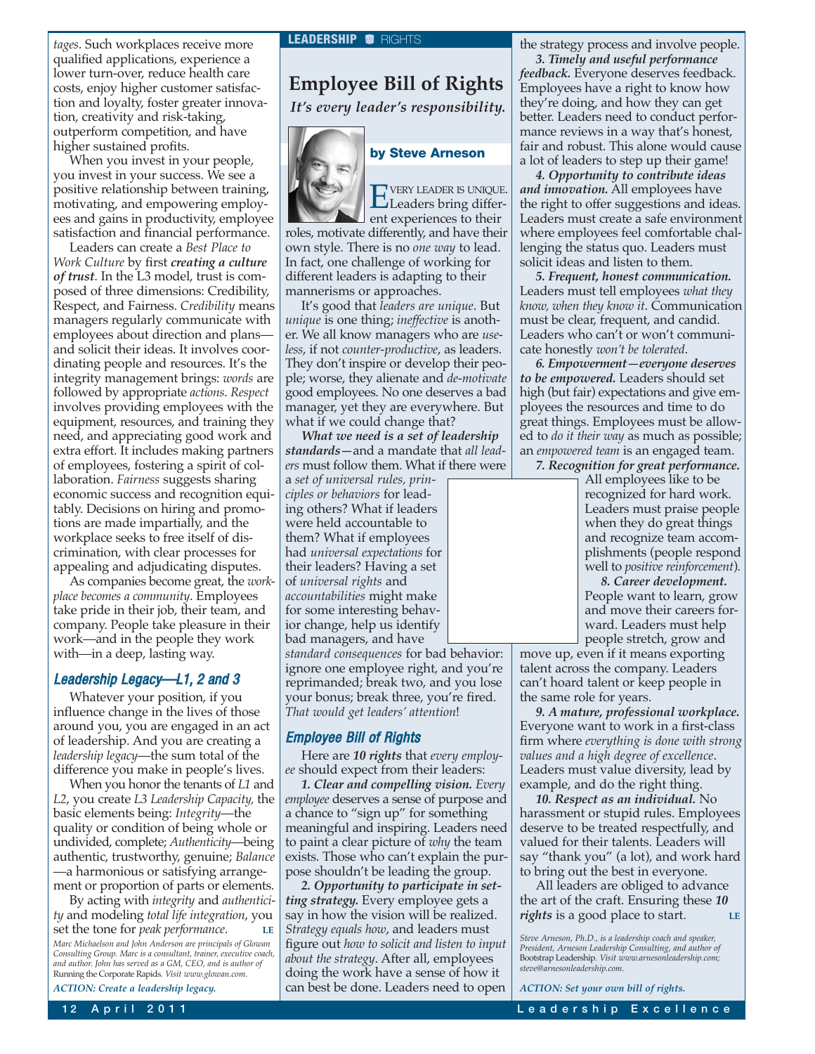*tages*. Such workplaces receive more qualified applications, experience a lower turn-over, reduce health care costs, enjoy higher customer satisfaction and loyalty, foster greater innovation, creativity and risk-taking, outperform competition, and have higher sustained profits.

When you invest in your people, you invest in your success. We see a positive relationship between training, motivating, and empowering employees and gains in productivity, employee satisfaction and financial performance.

Leaders can create a *Best Place to Work Culture* by first ***creating a culture of trust***. In the L3 model, trust is composed of three dimensions: Credibility, Respect, and Fairness. *Credibility* means managers regularly communicate with employees about direction and plans—and solicit their ideas. It involves coordinating people and resources. It's the integrity management brings: *words* are followed by appropriate *actions*. *Respect* involves providing employees with the equipment, resources, and training they need, and appreciating good work and extra effort. It includes making partners of employees, fostering a spirit of collaboration. *Fairness* suggests sharing economic success and recognition equitably. Decisions on hiring and promotions are made impartially, and the workplace seeks to free itself of discrimination, with clear processes for appealing and adjudicating disputes.

As companies become great, the *workplace becomes a community*. Employees take pride in their job, their team, and company. People take pleasure in their work—and in the people they work with—in a deep, lasting way.

### Leadership Legacy—L1, 2 and 3

Whatever your position, if you influence change in the lives of those around you, you are engaged in an act of leadership. And you are creating a *leadership legacy*—the sum total of the difference you make in people's lives.

When you honor the tenants of *L1* and *L2*, you create *L3 Leadership Capacity*, the basic elements being: *Integrity*—the quality or condition of being whole or undivided, complete; *Authenticity*—being authentic, trustworthy, genuine; *Balance*—a harmonious or satisfying arrangement or proportion of parts or elements.

By acting with *integrity* and *authenticity* and modeling *total life integration*, you set the tone for *peak performance*. **LE**

*Marc Michaelson and John Anderson are principals of Glowan Consulting Group. Marc is a consultant, trainer, executive coach, and author. John has served as a GM, CEO, and is author of* Running the Corporate Rapids. *Visit www.glowan.com.*

***ACTION: Create a leadership legacy.***

LEADERSHIP ■ RIGHTS

# Employee Bill of Rights

***It's every leader's responsibility.***

**by Steve Arneson**

EVERY LEADER IS UNIQUE. Leaders bring different experiences to their roles, motivate differently, and have their own style. There is no *one way* to lead. In fact, one challenge of working for different leaders is adapting to their mannerisms or approaches.

It's good that *leaders are unique*. But *unique* is one thing; *ineffective* is another. We all know managers who are *useless*, if not *counter-productive*, as leaders. They don't inspire or develop their people; worse, they alienate and *de-motivate* good employees. No one deserves a bad manager, yet they are everywhere. But what if we could change that?

***What we need is a set of leadership standards***—and a mandate that *all leaders* must follow them. What if there were a *set of universal rules, principles or behaviors* for leading others? What if leaders were held accountable to them? What if employees had *universal expectations* for their leaders? Having a set of *universal rights* and *accountabilities* might make for some interesting behavior change, help us identify bad managers, and have *standard consequences* for bad behavior: ignore one employee right, and you're reprimanded; break two, and you lose your bonus; break three, you're fired. *That would get leaders' attention*!

### Employee Bill of Rights

Here are ***10 rights*** that *every employee* should expect from their leaders:

***1. Clear and compelling vision.*** *Every employee* deserves a sense of purpose and a chance to "sign up" for something meaningful and inspiring. Leaders need to paint a clear picture of *why* the team exists. Those who can't explain the purpose shouldn't be leading the group.

***2. Opportunity to participate in setting strategy.*** Every employee gets a say in how the vision will be realized. *Strategy equals how*, and leaders must figure out *how to solicit and listen to input about the strategy*. After all, employees doing the work have a sense of how it can best be done. Leaders need to open the strategy process and involve people.

***3. Timely and useful performance feedback.*** Everyone deserves feedback. Employees have a right to know how they're doing, and how they can get better. Leaders need to conduct performance reviews in a way that's honest, fair and robust. This alone would cause a lot of leaders to step up their game!

***4. Opportunity to contribute ideas and innovation.*** All employees have the right to offer suggestions and ideas. Leaders must create a safe environment where employees feel comfortable challenging the status quo. Leaders must solicit ideas and listen to them.

***5. Frequent, honest communication.*** Leaders must tell employees *what they know, when they know it*. Communication must be clear, frequent, and candid. Leaders who can't or won't communicate honestly *won't be tolerated*.

***6. Empowerment—everyone deserves to be empowered.*** Leaders should set high (but fair) expectations and give employees the resources and time to do great things. Employees must be allowed to *do it their way* as much as possible; an *empowered team* is an engaged team.

***7. Recognition for great performance.*** All employees like to be recognized for hard work. Leaders must praise people when they do great things and recognize team accomplishments (people respond well to *positive reinforcement*).

***8. Career development.*** People want to learn, grow and move their careers forward. Leaders must help people stretch, grow and move up, even if it means exporting talent across the company. Leaders can't hoard talent or keep people in the same role for years.

***9. A mature, professional workplace.*** Everyone want to work in a first-class firm where *everything is done with strong values and a high degree of excellence*. Leaders must value diversity, lead by example, and do the right thing.

***10. Respect as an individual.*** No harassment or stupid rules. Employees deserve to be treated respectfully, and valued for their talents. Leaders will say "thank you" (a lot), and work hard to bring out the best in everyone.

All leaders are obliged to advance the art of the craft. Ensuring these ***10 rights*** is a good place to start. **LE**

*Steve Arneson, Ph.D., is a leadership coach and speaker, President, Arneson Leadership Consulting, and author of* Bootstrap Leadership. *Visit www.arnesonleadership.com; steve@arnesonleadership.com.*

***ACTION: Set your own bill of rights.***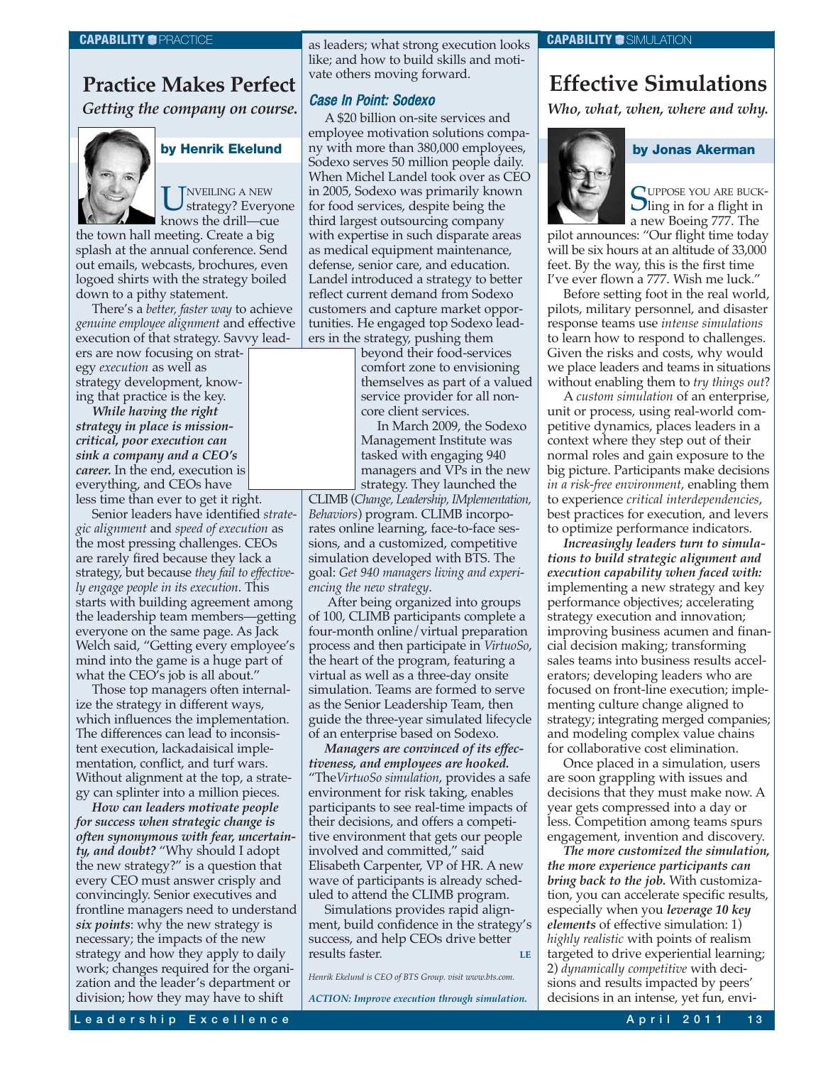CAPABILITY ■ PRACTICE

## Practice Makes Perfect

*Getting the company on course.*

**by Henrik Ekelund**

UNVEILING A NEW strategy? Everyone knows the drill—cue the town hall meeting. Create a big splash at the annual conference. Send out emails, webcasts, brochures, even logoed shirts with the strategy boiled down to a pithy statement.

There's a *better, faster way* to achieve *genuine employee alignment* and effective execution of that strategy. Savvy leaders are now focusing on strategy *execution* as well as strategy development, knowing that practice is the key.

***While having the right strategy in place is mission-critical, poor execution can sink a company and a CEO's career.*** In the end, execution is everything, and CEOs have less time than ever to get it right.

Senior leaders have identified *strategic alignment* and *speed of execution* as the most pressing challenges. CEOs are rarely fired because they lack a strategy, but because *they fail to effectively engage people in its execution*. This starts with building agreement among the leadership team members—getting everyone on the same page. As Jack Welch said, "Getting every employee's mind into the game is a huge part of what the CEO's job is all about."

Those top managers often internalize the strategy in different ways, which influences the implementation. The differences can lead to inconsistent execution, lackadaisical implementation, conflict, and turf wars. Without alignment at the top, a strategy can splinter into a million pieces.

***How can leaders motivate people for success when strategic change is often synonymous with fear, uncertainty, and doubt?*** "Why should I adopt the new strategy?" is a question that every CEO must answer crisply and convincingly. Senior executives and frontline managers need to understand ***six points***: why the new strategy is necessary; the impacts of the new strategy and how they apply to daily work; changes required for the organization and the leader's department or division; how they may have to shift as leaders; what strong execution looks like; and how to build skills and motivate others moving forward.

### Case In Point: Sodexo

A $20 billion on-site services and employee motivation solutions company with more than 380,000 employees, Sodexo serves 50 million people daily. When Michel Landel took over as CEO in 2005, Sodexo was primarily known for food services, despite being the third largest outsourcing company with expertise in such disparate areas as medical equipment maintenance, defense, senior care, and education. Landel introduced a strategy to better reflect current demand from Sodexo customers and capture market opportunities. He engaged top Sodexo leaders in the strategy, pushing them beyond their food-services comfort zone to envisioning themselves as part of a valued service provider for all non-core client services.

In March 2009, the Sodexo Management Institute was tasked with engaging 940 managers and VPs in the new strategy. They launched the CLIMB (*Change, Leadership, IMplementation, Behaviors*) program. CLIMB incorporates online learning, face-to-face sessions, and a customized, competitive simulation developed with BTS. The goal: *Get 940 managers living and experiencing the new strategy*.

After being organized into groups of 100, CLIMB participants complete a four-month online/virtual preparation process and then participate in *VirtuoSo*, the heart of the program, featuring a virtual as well as a three-day onsite simulation. Teams are formed to serve as the Senior Leadership Team, then guide the three-year simulated lifecycle of an enterprise based on Sodexo.

***Managers are convinced of its effectiveness, and employees are hooked.*** "The *VirtuoSo simulation*, provides a safe environment for risk taking, enables participants to see real-time impacts of their decisions, and offers a competitive environment that gets our people involved and committed," said Elisabeth Carpenter, VP of HR. A new wave of participants is already scheduled to attend the CLIMB program.

Simulations provides rapid alignment, build confidence in the strategy's success, and help CEOs drive better results faster. **LE**

*Henrik Ekelund is CEO of BTS Group. visit www.bts.com.*

*ACTION: Improve execution through simulation.*

CAPABILITY ■ SIMULATION

## Effective Simulations

*Who, what, when, where and why.*

**by Jonas Akerman**

SUPPOSE YOU ARE BUCKling in for a flight in a new Boeing 777. The pilot announces: "Our flight time today will be six hours at an altitude of 33,000 feet. By the way, this is the first time I've ever flown a 777. Wish me luck."

Before setting foot in the real world, pilots, military personnel, and disaster response teams use *intense simulations* to learn how to respond to challenges. Given the risks and costs, why would we place leaders and teams in situations without enabling them to *try things out*?

A *custom simulation* of an enterprise, unit or process, using real-world competitive dynamics, places leaders in a context where they step out of their normal roles and gain exposure to the big picture. Participants make decisions *in a risk-free environment*, enabling them to experience *critical interdependencies*, best practices for execution, and levers to optimize performance indicators.

***Increasingly leaders turn to simulations to build strategic alignment and execution capability when faced with:*** implementing a new strategy and key performance objectives; accelerating strategy execution and innovation; improving business acumen and financial decision making; transforming sales teams into business results accelerators; developing leaders who are focused on front-line execution; implementing culture change aligned to strategy; integrating merged companies; and modeling complex value chains for collaborative cost elimination.

Once placed in a simulation, users are soon grappling with issues and decisions that they must make now. A year gets compressed into a day or less. Competition among teams spurs engagement, invention and discovery.

***The more customized the simulation, the more experience participants can bring back to the job.*** With customization, you can accelerate specific results, especially when you ***leverage 10 key elements*** of effective simulation: 1) *highly realistic* with points of realism targeted to drive experiential learning; 2) *dynamically competitive* with decisions and results impacted by peers' decisions in an intense, yet fun, envi-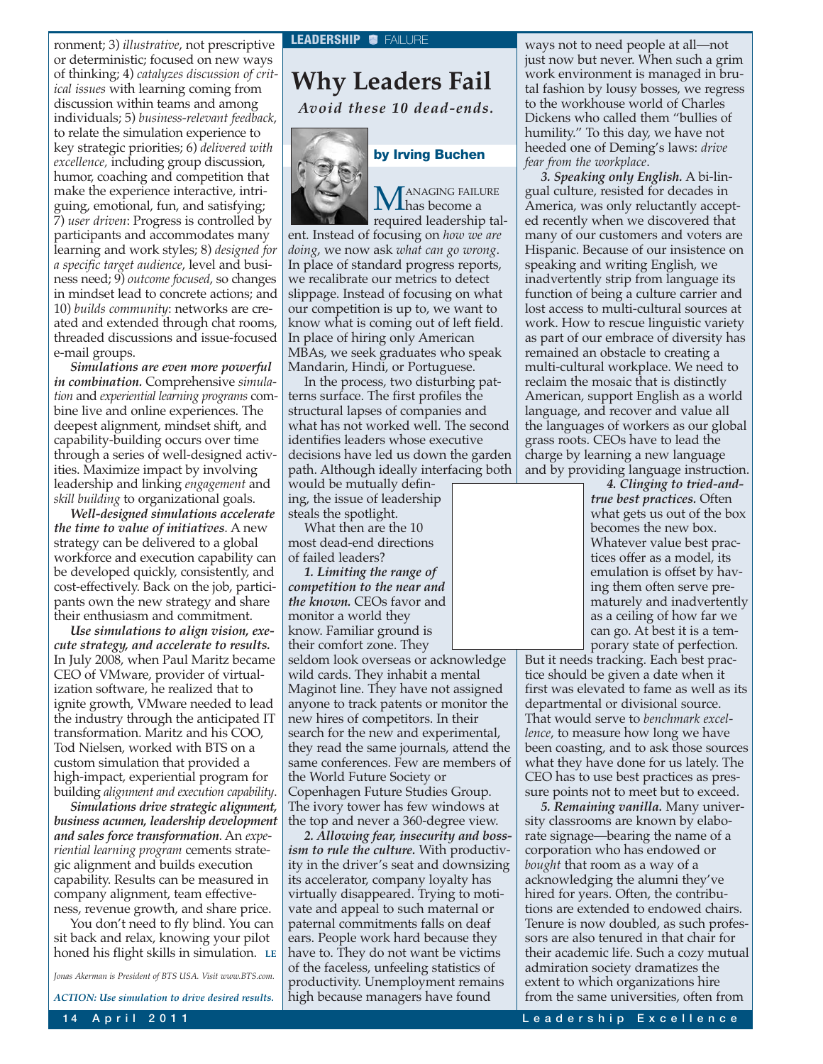ronment; 3) *illustrative*, not prescriptive or deterministic; focused on new ways of thinking; 4) *catalyzes discussion of critical issues* with learning coming from discussion within teams and among individuals; 5) *business-relevant feedback*, to relate the simulation experience to key strategic priorities; 6) *delivered with excellence*, including group discussion, humor, coaching and competition that make the experience interactive, intriguing, emotional, fun, and satisfying; 7) *user driven*: Progress is controlled by participants and accommodates many learning and work styles; 8) *designed for a specific target audience*, level and business need; 9) *outcome focused*, so changes in mindset lead to concrete actions; and 10) *builds community*: networks are created and extended through chat rooms, threaded discussions and issue-focused e-mail groups.

***Simulations are even more powerful in combination.*** Comprehensive *simulation* and *experiential learning programs* combine live and online experiences. The deepest alignment, mindset shift, and capability-building occurs over time through a series of well-designed activities. Maximize impact by involving leadership and linking *engagement* and *skill building* to organizational goals.

***Well-designed simulations accelerate the time to value of initiatives***. A new strategy can be delivered to a global workforce and execution capability can be developed quickly, consistently, and cost-effectively. Back on the job, participants own the new strategy and share their enthusiasm and commitment.

***Use simulations to align vision, execute strategy, and accelerate to results.*** In July 2008, when Paul Maritz became CEO of VMware, provider of virtualization software, he realized that to ignite growth, VMware needed to lead the industry through the anticipated IT transformation. Maritz and his COO, Tod Nielsen, worked with BTS on a custom simulation that provided a high-impact, experiential program for building *alignment and execution capability*.

***Simulations drive strategic alignment, business acumen, leadership development and sales force transformation***. An *experiential learning program* cements strategic alignment and builds execution capability. Results can be measured in company alignment, team effectiveness, revenue growth, and share price.

You don't need to fly blind. You can sit back and relax, knowing your pilot honed his flight skills in simulation. LE

*Jonas Akerman is President of BTS USA. Visit www.BTS.com.*

***ACTION: Use simulation to drive desired results.***

LEADERSHIP ■ FAILURE

# Why Leaders Fail

***Avoid these 10 dead-ends.***

**by Irving Buchen**

MANAGING FAILURE has become a required leadership talent. Instead of focusing on *how we are doing*, we now ask *what can go wrong*. In place of standard progress reports, we recalibrate our metrics to detect slippage. Instead of focusing on what our competition is up to, we want to know what is coming out of left field. In place of hiring only American MBAs, we seek graduates who speak Mandarin, Hindi, or Portuguese.

In the process, two disturbing patterns surface. The first profiles the structural lapses of companies and what has not worked well. The second identifies leaders whose executive decisions have led us down the garden path. Although ideally interfacing both would be mutually defining, the issue of leadership steals the spotlight.

What then are the 10 most dead-end directions of failed leaders?

***1. Limiting the range of competition to the near and the known.*** CEOs favor and monitor a world they know. Familiar ground is their comfort zone. They seldom look overseas or acknowledge wild cards. They inhabit a mental Maginot line. They have not assigned anyone to track patents or monitor the new hires of competitors. In their search for the new and experimental, they read the same journals, attend the same conferences. Few are members of the World Future Society or Copenhagen Future Studies Group. The ivory tower has few windows at the top and never a 360-degree view.

***2. Allowing fear, insecurity and bossism to rule the culture.*** With productivity in the driver's seat and downsizing its accelerator, company loyalty has virtually disappeared. Trying to motivate and appeal to such maternal or paternal commitments falls on deaf ears. People work hard because they have to. They do not want be victims of the faceless, unfeeling statistics of productivity. Unemployment remains high because managers have found ways not to need people at all—not just now but never. When such a grim work environment is managed in brutal fashion by lousy bosses, we regress to the workhouse world of Charles Dickens who called them "bullies of humility." To this day, we have not heeded one of Deming's laws: *drive fear from the workplace*.

***3. Speaking only English.*** A bi-lingual culture, resisted for decades in America, was only reluctantly accepted recently when we discovered that many of our customers and voters are Hispanic. Because of our insistence on speaking and writing English, we inadvertently strip from language its function of being a culture carrier and lost access to multi-cultural sources at work. How to rescue linguistic variety as part of our embrace of diversity has remained an obstacle to creating a multi-cultural workplace. We need to reclaim the mosaic that is distinctly American, support English as a world language, and recover and value all the languages of workers as our global grass roots. CEOs have to lead the charge by learning a new language and by providing language instruction.

***4. Clinging to tried-and-true best practices.*** Often what gets us out of the box becomes the new box. Whatever value best practices offer as a model, its emulation is offset by having them often serve prematurely and inadvertently as a ceiling of how far we can go. At best it is a temporary state of perfection. But it needs tracking. Each best practice should be given a date when it first was elevated to fame as well as its departmental or divisional source. That would serve to *benchmark excellence*, to measure how long we have been coasting, and to ask those sources what they have done for us lately. The CEO has to use best practices as pressure points not to meet but to exceed.

***5. Remaining vanilla.*** Many university classrooms are known by elaborate signage—bearing the name of a corporation who has endowed or *bought* that room as a way of a acknowledging the alumni they've hired for years. Often, the contributions are extended to endowed chairs. Tenure is now doubled, as such professors are also tenured in that chair for their academic life. Such a cozy mutual admiration society dramatizes the extent to which organizations hire from the same universities, often from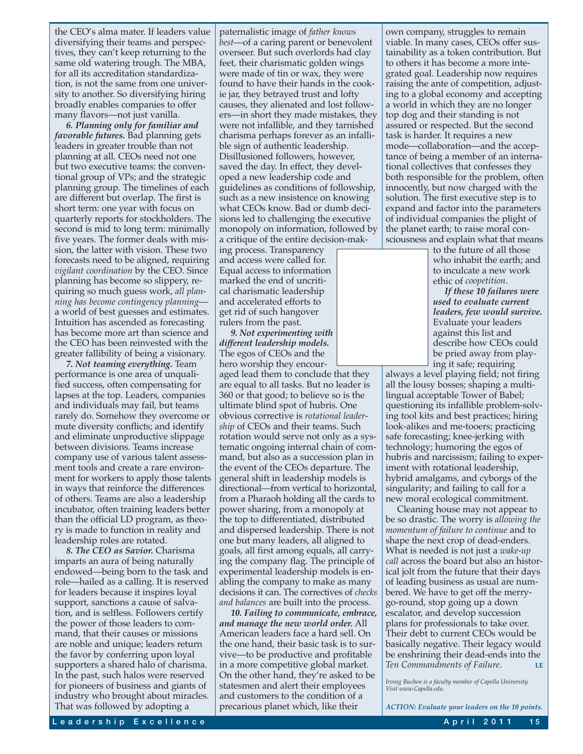the CEO's alma mater. If leaders value diversifying their teams and perspectives, they can't keep returning to the same old watering trough. The MBA, for all its accreditation standardization, is not the same from one university to another. So diversifying hiring broadly enables companies to offer many flavors—not just vanilla.

***6. Planning only for familiar and favorable futures.*** Bad planning gets leaders in greater trouble than not planning at all. CEOs need not one but two executive teams: the conventional group of VPs; and the strategic planning group. The timelines of each are different but overlap. The first is short term: one year with focus on quarterly reports for stockholders. The second is mid to long term: minimally five years. The former deals with mission, the latter with vision. These two forecasts need to be aligned, requiring *vigilant coordination* by the CEO. Since planning has become so slippery, requiring so much guess work, *all planning has become contingency planning*—a world of best guesses and estimates. Intuition has ascended as forecasting has become more art than science and the CEO has been reinvested with the greater fallibility of being a visionary.

***7. Not teaming everything.*** Team performance is one area of unqualified success, often compensating for lapses at the top. Leaders, companies and individuals may fail, but teams rarely do. Somehow they overcome or mute diversity conflicts; and identify and eliminate unproductive slippage between divisions. Teams increase company use of various talent assessment tools and create a rare environment for workers to apply those talents in ways that reinforce the differences of others. Teams are also a leadership incubator, often training leaders better than the official LD program, as theory is made to function in reality and leadership roles are rotated.

***8. The CEO as Savior.*** Charisma imparts an aura of being naturally endowed—being born to the task and role—hailed as a calling. It is reserved for leaders because it inspires loyal support, sanctions a cause of salvation, and is selfless. Followers certify the power of those leaders to command, that their causes or missions are noble and unique; leaders return the favor by conferring upon loyal supporters a shared halo of charisma. In the past, such halos were reserved for pioneers of business and giants of industry who brought about miracles. That was followed by adopting a paternalistic image of *father knows best*—of a caring parent or benevolent overseer. But such overlords had clay feet, their charismatic golden wings were made of tin or wax, they were found to have their hands in the cookie jar, they betrayed trust and lofty causes, they alienated and lost followers—in short they made mistakes, they were not infallible, and they tarnished charisma perhaps forever as an infallible sign of authentic leadership. Disillusioned followers, however, saved the day. In effect, they developed a new leadership code and guidelines as conditions of followship, such as a new insistence on knowing what CEOs know. Bad or dumb decisions led to challenging the executive monopoly on information, followed by a critique of the entire decision-making process. Transparency and access were called for. Equal access to information marked the end of uncritical charismatic leadership and accelerated efforts to get rid of such hangover rulers from the past.

***9. Not experimenting with different leadership models.*** The egos of CEOs and the hero worship they encouraged lead them to conclude that they are equal to all tasks. But no leader is 360 or that good; to believe so is the ultimate blind spot of hubris. One obvious corrective is *rotational leadership* of CEOs and their teams. Such rotation would serve not only as a systematic ongoing internal chain of command, but also as a succession plan in the event of the CEOs departure. The general shift in leadership models is directional—from vertical to horizontal, from a Pharaoh holding all the cards to power sharing, from a monopoly at the top to differentiated, distributed and dispersed leadership. There is not one but many leaders, all aligned to goals, all first among equals, all carrying the company flag. The principle of experimental leadership models is enabling the company to make as many decisions it can. The correctives of *checks and balances* are built into the process.

***10. Failing to communicate, embrace, and manage the new world order.*** All American leaders face a hard sell. On the one hand, their basic task is to survive—to be productive and profitable in a more competitive global market. On the other hand, they're asked to be statesmen and alert their employees and customers to the condition of a precarious planet which, like their own company, struggles to remain viable. In many cases, CEOs offer sustainability as a token contribution. But to others it has become a more integrated goal. Leadership now requires raising the ante of competition, adjusting to a global economy and accepting a world in which they are no longer top dog and their standing is not assured or respected. But the second task is harder. It requires a new mode—collaboration—and the acceptance of being a member of an international collectives that confesses they both responsible for the problem, often innocently, but now charged with the solution. The first executive step is to expand and factor into the parameters of individual companies the plight of the planet earth; to raise moral consciousness and explain what that means to the future of all those who inhabit the earth; and to inculcate a new work ethic of *coopetition*.

***If these 10 failures were used to evaluate current leaders, few would survive.*** Evaluate your leaders against this list and describe how CEOs could be pried away from playing it safe; requiring always a level playing field; not firing all the lousy bosses; shaping a multilingual acceptable Tower of Babel; questioning its infallible problem-solving tool kits and best practices; hiring look-alikes and me-tooers; practicing safe forecasting; knee-jerking with technology; humoring the egos of hubris and narcissism; failing to experiment with rotational leadership, hybrid amalgams, and cyborgs of the singularity; and failing to call for a new moral ecological commitment.

Cleaning house may not appear to be so drastic. The worry is *allowing the momentum of failure to continue* and to shape the next crop of dead-enders. What is needed is not just a *wake-up call* across the board but also an historical jolt from the future that their days of leading business as usual are numbered. We have to get off the merry-go-round, stop going up a down escalator, and develop succession plans for professionals to take over. Their debt to current CEOs would be basically negative. Their legacy would be enshrining their dead-ends into the *Ten Commandments of Failure*. **LE**

*Irving Buchen is a faculty member of Capella University. Visit www.Capella.edu.*

***ACTION: Evaluate your leaders on the 10 points.***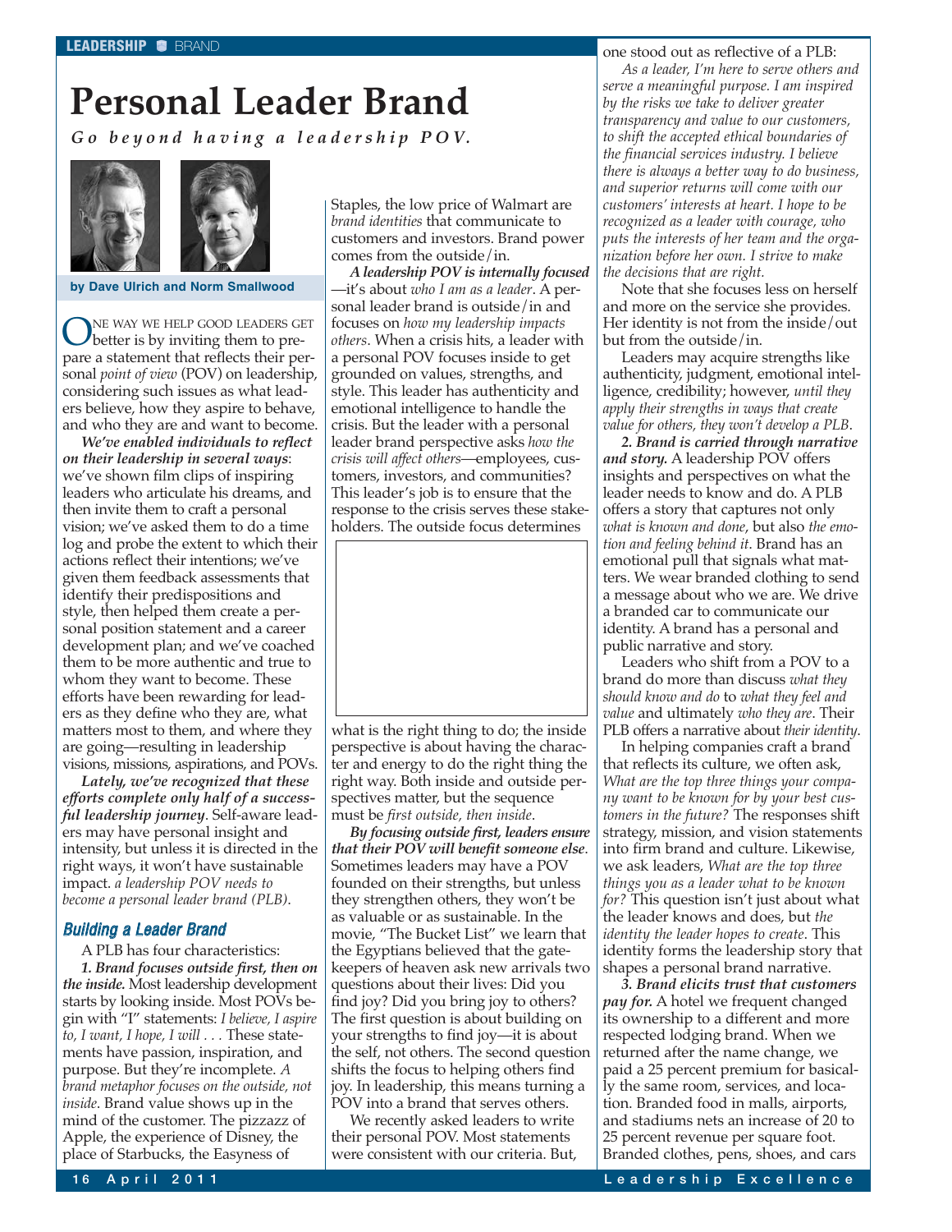# Personal Leader Brand

***Go beyond having a leadership POV.***

**by Dave Ulrich and Norm Smallwood**

One way we help good leaders get better is by inviting them to prepare a statement that reflects their personal *point of view* (POV) on leadership, considering such issues as what leaders believe, how they aspire to behave, and who they are and want to become.

***We've enabled individuals to reflect on their leadership in several ways***: we've shown film clips of inspiring leaders who articulate his dreams, and then invite them to craft a personal vision; we've asked them to do a time log and probe the extent to which their actions reflect their intentions; we've given them feedback assessments that identify their predispositions and style, then helped them create a personal position statement and a career development plan; and we've coached them to be more authentic and true to whom they want to become. These efforts have been rewarding for leaders as they define who they are, what matters most to them, and where they are going—resulting in leadership visions, missions, aspirations, and POVs.

***Lately, we've recognized that these efforts complete only half of a successful leadership journey***. Self-aware leaders may have personal insight and intensity, but unless it is directed in the right ways, it won't have sustainable impact. *a leadership POV needs to become a personal leader brand (PLB)*.

### Building a Leader Brand

A PLB has four characteristics:

***1. Brand focuses outside first, then on the inside.*** Most leadership development starts by looking inside. Most POVs begin with "I" statements: *I believe, I aspire to, I want, I hope, I will . . .* These statements have passion, inspiration, and purpose. But they're incomplete. *A brand metaphor focuses on the outside, not inside*. Brand value shows up in the mind of the customer. The pizzazz of Apple, the experience of Disney, the place of Starbucks, the Easyness of Staples, the low price of Walmart are *brand identities* that communicate to customers and investors. Brand power comes from the outside/in.

***A leadership POV is internally focused***—it's about *who I am as a leader*. A personal leader brand is outside/in and focuses on *how my leadership impacts others*. When a crisis hits, a leader with a personal POV focuses inside to get grounded on values, strengths, and style. This leader has authenticity and emotional intelligence to handle the crisis. But the leader with a personal leader brand perspective asks *how the crisis will affect others*—employees, customers, investors, and communities? This leader's job is to ensure that the response to the crisis serves these stakeholders. The outside focus determines what is the right thing to do; the inside perspective is about having the character and energy to do the right thing the right way. Both inside and outside perspectives matter, but the sequence must be *first outside, then inside*.

***By focusing outside first, leaders ensure that their POV will benefit someone else***. Sometimes leaders may have a POV founded on their strengths, but unless they strengthen others, they won't be as valuable or as sustainable. In the movie, "The Bucket List" we learn that the Egyptians believed that the gatekeepers of heaven ask new arrivals two questions about their lives: Did you find joy? Did you bring joy to others? The first question is about building on your strengths to find joy—it is about the self, not others. The second question shifts the focus to helping others find joy. In leadership, this means turning a POV into a brand that serves others.

We recently asked leaders to write their personal POV. Most statements were consistent with our criteria. But, one stood out as reflective of a PLB:

*As a leader, I'm here to serve others and serve a meaningful purpose. I am inspired by the risks we take to deliver greater transparency and value to our customers, to shift the accepted ethical boundaries of the financial services industry. I believe there is always a better way to do business, and superior returns will come with our customers' interests at heart. I hope to be recognized as a leader with courage, who puts the interests of her team and the organization before her own. I strive to make the decisions that are right.*

Note that she focuses less on herself and more on the service she provides. Her identity is not from the inside/out but from the outside/in.

Leaders may acquire strengths like authenticity, judgment, emotional intelligence, credibility; however, *until they apply their strengths in ways that create value for others, they won't develop a PLB*.

***2. Brand is carried through narrative and story.*** A leadership POV offers insights and perspectives on what the leader needs to know and do. A PLB offers a story that captures not only *what is known and done*, but also *the emotion and feeling behind it*. Brand has an emotional pull that signals what matters. We wear branded clothing to send a message about who we are. We drive a branded car to communicate our identity. A brand has a personal and public narrative and story.

Leaders who shift from a POV to a brand do more than discuss *what they should know and do* to *what they feel and value* and ultimately *who they are*. Their PLB offers a narrative about *their identity*.

In helping companies craft a brand that reflects its culture, we often ask, *What are the top three things your company want to be known for by your best customers in the future?* The responses shift strategy, mission, and vision statements into firm brand and culture. Likewise, we ask leaders, *What are the top three things you as a leader what to be known for?* This question isn't just about what the leader knows and does, but *the identity the leader hopes to create*. This identity forms the leadership story that shapes a personal brand narrative.

***3. Brand elicits trust that customers pay for.*** A hotel we frequent changed its ownership to a different and more respected lodging brand. When we returned after the name change, we paid a 25 percent premium for basically the same room, services, and location. Branded food in malls, airports, and stadiums nets an increase of 20 to 25 percent revenue per square foot. Branded clothes, pens, shoes, and cars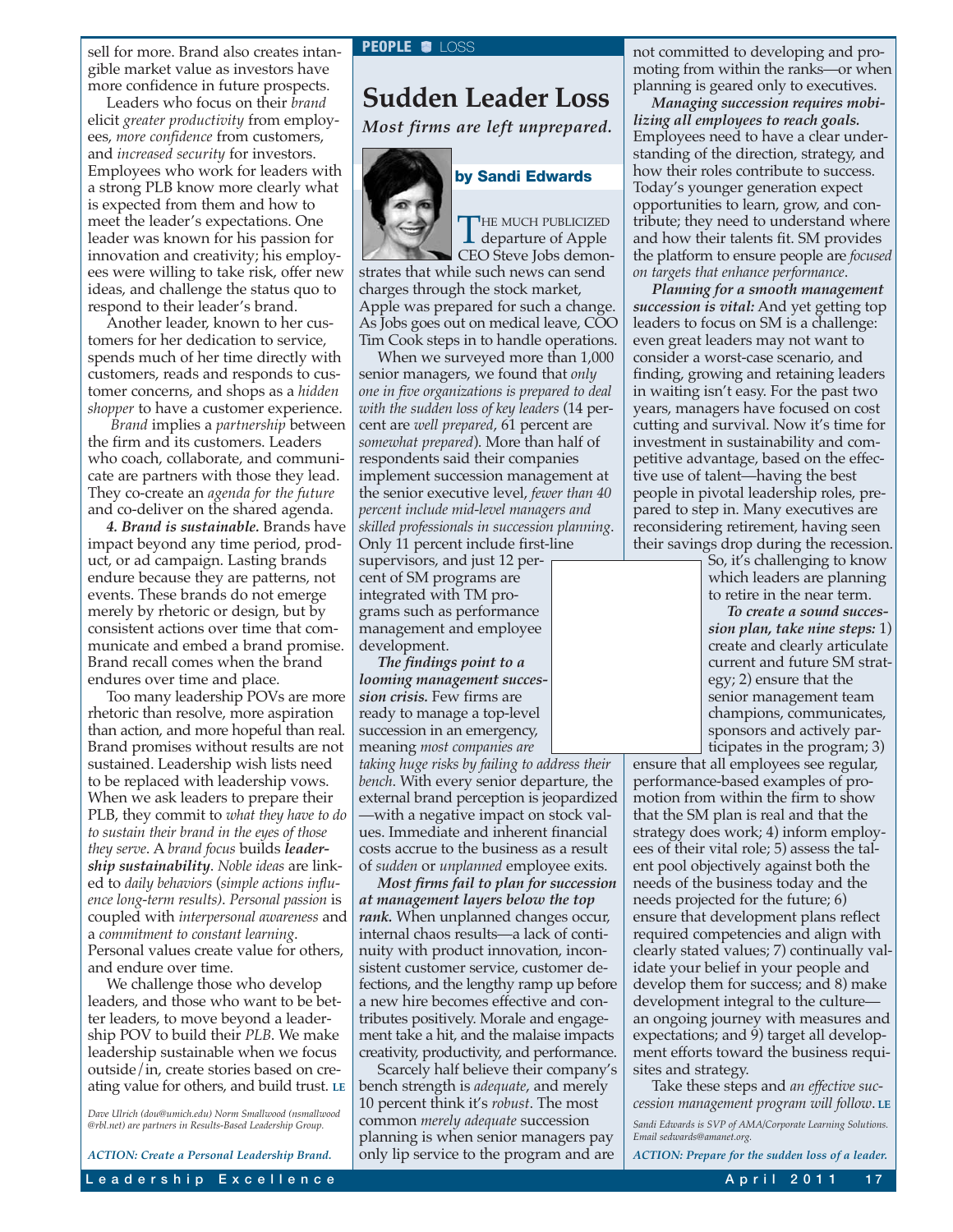sell for more. Brand also creates intangible market value as investors have more confidence in future prospects.

Leaders who focus on their *brand* elicit *greater productivity* from employees, *more confidence* from customers, and *increased security* for investors. Employees who work for leaders with a strong PLB know more clearly what is expected from them and how to meet the leader's expectations. One leader was known for his passion for innovation and creativity; his employees were willing to take risk, offer new ideas, and challenge the status quo to respond to their leader's brand.

Another leader, known to her customers for her dedication to service, spends much of her time directly with customers, reads and responds to customer concerns, and shops as a *hidden shopper* to have a customer experience.

*Brand* implies a *partnership* between the firm and its customers. Leaders who coach, collaborate, and communicate are partners with those they lead. They co-create an *agenda for the future* and co-deliver on the shared agenda.

***4. Brand is sustainable.*** Brands have impact beyond any time period, product, or ad campaign. Lasting brands endure because they are patterns, not events. These brands do not emerge merely by rhetoric or design, but by consistent actions over time that communicate and embed a brand promise. Brand recall comes when the brand endures over time and place.

Too many leadership POVs are more rhetoric than resolve, more aspiration than action, and more hopeful than real. Brand promises without results are not sustained. Leadership wish lists need to be replaced with leadership vows. When we ask leaders to prepare their PLB, they commit to *what they have to do to sustain their brand in the eyes of those they serve*. A *brand focus* builds ***leadership sustainability***. *Noble ideas* are linked to *daily behaviors* (*simple actions influence long-term results*). *Personal passion* is coupled with *interpersonal awareness* and a *commitment to constant learning*. Personal values create value for others, and endure over time.

We challenge those who develop leaders, and those who want to be better leaders, to move beyond a leadership POV to build their *PLB*. We make leadership sustainable when we focus outside/in, create stories based on creating value for others, and build trust. **LE**

*Dave Ulrich (dou@umich.edu) Norm Smallwood (nsmallwood @rbl.net) are partners in Results-Based Leadership Group.*

*ACTION: Create a Personal Leadership Brand.*

**PEOPLE** LOSS

# Sudden Leader Loss

***Most firms are left unprepared.***

**by Sandi Edwards**

THE MUCH PUBLICIZED departure of Apple CEO Steve Jobs demonstrates that while such news can send charges through the stock market, Apple was prepared for such a change. As Jobs goes out on medical leave, COO Tim Cook steps in to handle operations.

When we surveyed more than 1,000 senior managers, we found that *only one in five organizations is prepared to deal with the sudden loss of key leaders* (14 percent are *well prepared*, 61 percent are *somewhat prepared*). More than half of respondents said their companies implement succession management at the senior executive level, *fewer than 40 percent include mid-level managers and skilled professionals in succession planning*. Only 11 percent include first-line supervisors, and just 12 percent of SM programs are integrated with TM programs such as performance management and employee development.

***The findings point to a looming management succession crisis.*** Few firms are ready to manage a top-level succession in an emergency, meaning *most companies are taking huge risks by failing to address their bench*. With every senior departure, the external brand perception is jeopardized —with a negative impact on stock values. Immediate and inherent financial costs accrue to the business as a result of *sudden* or *unplanned* employee exits.

***Most firms fail to plan for succession at management layers below the top rank.*** When unplanned changes occur, internal chaos results—a lack of continuity with product innovation, inconsistent customer service, customer defections, and the lengthy ramp up before a new hire becomes effective and contributes positively. Morale and engagement take a hit, and the malaise impacts creativity, productivity, and performance.

Scarcely half believe their company's bench strength is *adequate*, and merely 10 percent think it's *robust*. The most common *merely adequate* succession planning is when senior managers pay only lip service to the program and are not committed to developing and promoting from within the ranks—or when planning is geared only to executives.

***Managing succession requires mobilizing all employees to reach goals.*** Employees need to have a clear understanding of the direction, strategy, and how their roles contribute to success. Today's younger generation expect opportunities to learn, grow, and contribute; they need to understand where and how their talents fit. SM provides the platform to ensure people are *focused on targets that enhance performance*.

***Planning for a smooth management succession is vital:*** And yet getting top leaders to focus on SM is a challenge: even great leaders may not want to consider a worst-case scenario, and finding, growing and retaining leaders in waiting isn't easy. For the past two years, managers have focused on cost cutting and survival. Now it's time for investment in sustainability and competitive advantage, based on the effective use of talent—having the best people in pivotal leadership roles, prepared to step in. Many executives are reconsidering retirement, having seen their savings drop during the recession. So, it's challenging to know which leaders are planning to retire in the near term.

***To create a sound succession plan, take nine steps:*** 1) create and clearly articulate current and future SM strategy; 2) ensure that the senior management team champions, communicates, sponsors and actively participates in the program; 3) ensure that all employees see regular, performance-based examples of promotion from within the firm to show that the SM plan is real and that the strategy does work; 4) inform employees of their vital role; 5) assess the talent pool objectively against both the needs of the business today and the needs projected for the future; 6) ensure that development plans reflect required competencies and align with clearly stated values; 7) continually validate your belief in your people and develop them for success; and 8) make development integral to the culture—an ongoing journey with measures and expectations; and 9) target all development efforts toward the business requisites and strategy.

Take these steps and *an effective succession management program will follow*. **LE**

*Sandi Edwards is SVP of AMA/Corporate Learning Solutions. Email sedwards@amanet.org.*

*ACTION: Prepare for the sudden loss of a leader.*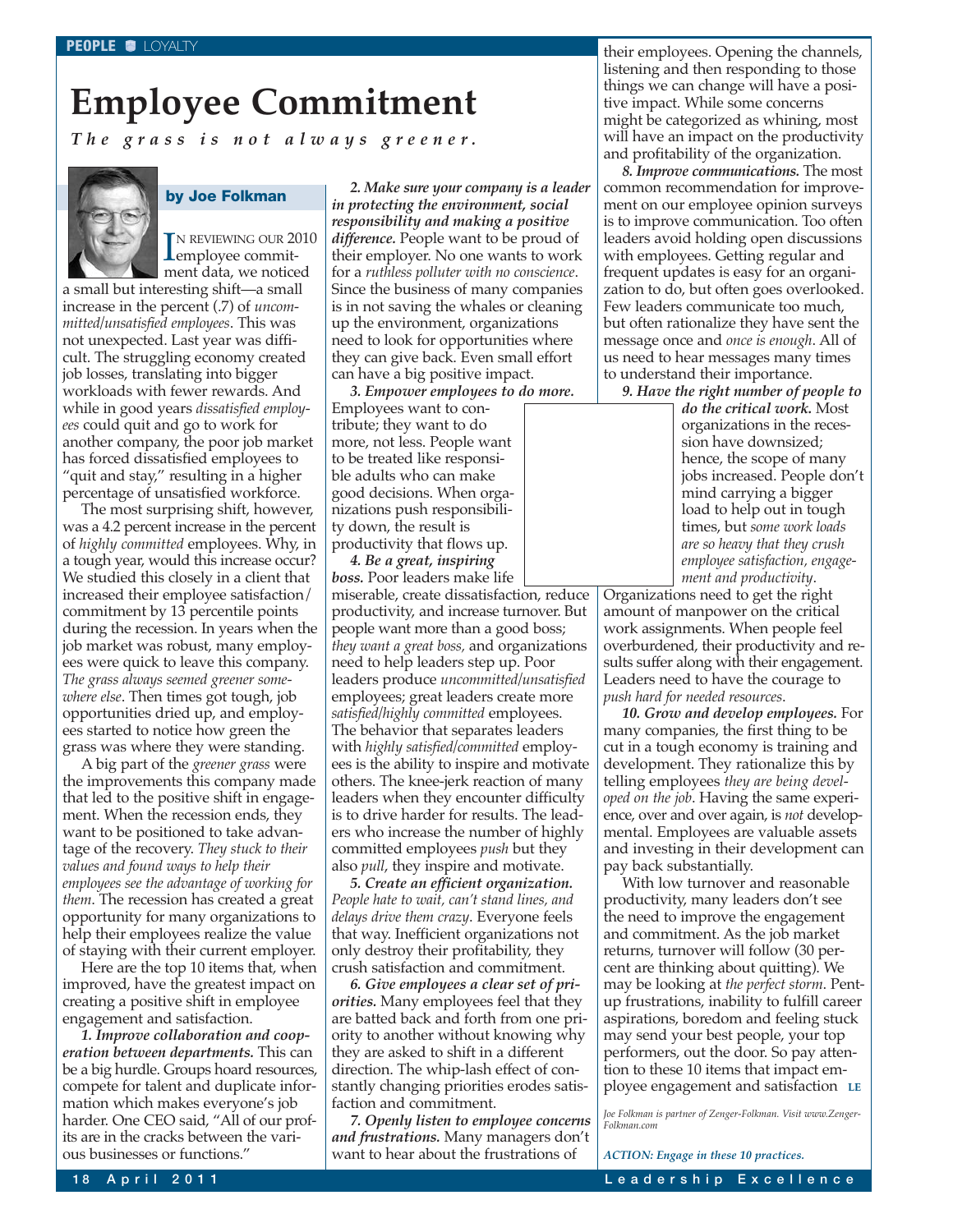PEOPLE ■ LOYALTY

# Employee Commitment

***The grass is not always greener.***

**by Joe Folkman**

IN REVIEWING OUR 2010 employee commitment data, we noticed a small but interesting shift—a small increase in the percent (.7) of *uncommitted/unsatisfied employees*. This was not unexpected. Last year was difficult. The struggling economy created job losses, translating into bigger workloads with fewer rewards. And while in good years *dissatisfied employees* could quit and go to work for another company, the poor job market has forced dissatisfied employees to "quit and stay," resulting in a higher percentage of unsatisfied workforce.

The most surprising shift, however, was a 4.2 percent increase in the percent of *highly committed* employees. Why, in a tough year, would this increase occur? We studied this closely in a client that increased their employee satisfaction/commitment by 13 percentile points during the recession. In years when the job market was robust, many employees were quick to leave this company. *The grass always seemed greener somewhere else*. Then times got tough, job opportunities dried up, and employees started to notice how green the grass was where they were standing.

A big part of the *greener grass* were the improvements this company made that led to the positive shift in engagement. When the recession ends, they want to be positioned to take advantage of the recovery. *They stuck to their values and found ways to help their employees see the advantage of working for them*. The recession has created a great opportunity for many organizations to help their employees realize the value of staying with their current employer.

Here are the top 10 items that, when improved, have the greatest impact on creating a positive shift in employee engagement and satisfaction.

***1. Improve collaboration and cooperation between departments.*** This can be a big hurdle. Groups hoard resources, compete for talent and duplicate information which makes everyone's job harder. One CEO said, "All of our profits are in the cracks between the various businesses or functions."

***2. Make sure your company is a leader in protecting the environment, social responsibility and making a positive difference.*** People want to be proud of their employer. No one wants to work for a *ruthless polluter with no conscience*. Since the business of many companies is in not saving the whales or cleaning up the environment, organizations need to look for opportunities where they can give back. Even small effort can have a big positive impact.

***3. Empower employees to do more.*** Employees want to contribute; they want to do more, not less. People want to be treated like responsible adults who can make good decisions. When organizations push responsibility down, the result is productivity that flows up.

***4. Be a great, inspiring boss.*** Poor leaders make life miserable, create dissatisfaction, reduce productivity, and increase turnover. But people want more than a good boss; *they want a great boss,* and organizations need to help leaders step up. Poor leaders produce *uncommitted/unsatisfied* employees; great leaders create more *satisfied/highly committed* employees. The behavior that separates leaders with *highly satisfied/committed* employees is the ability to inspire and motivate others. The knee-jerk reaction of many leaders when they encounter difficulty is to drive harder for results. The leaders who increase the number of highly committed employees *push* but they also *pull*, they inspire and motivate.

***5. Create an efficient organization.*** *People hate to wait, can't stand lines, and delays drive them crazy*. Everyone feels that way. Inefficient organizations not only destroy their profitability, they crush satisfaction and commitment.

***6. Give employees a clear set of priorities.*** Many employees feel that they are batted back and forth from one priority to another without knowing why they are asked to shift in a different direction. The whip-lash effect of constantly changing priorities erodes satisfaction and commitment.

***7. Openly listen to employee concerns and frustrations.*** Many managers don't want to hear about the frustrations of their employees. Opening the channels, listening and then responding to those things we can change will have a positive impact. While some concerns might be categorized as whining, most will have an impact on the productivity and profitability of the organization.

***8. Improve communications.*** The most common recommendation for improvement on our employee opinion surveys is to improve communication. Too often leaders avoid holding open discussions with employees. Getting regular and frequent updates is easy for an organization to do, but often goes overlooked. Few leaders communicate too much, but often rationalize they have sent the message once and *once is enough*. All of us need to hear messages many times to understand their importance.

***9. Have the right number of people to do the critical work.*** Most organizations in the recession have downsized; hence, the scope of many jobs increased. People don't mind carrying a bigger load to help out in tough times, but *some work loads are so heavy that they crush employee satisfaction, engagement and productivity*. Organizations need to get the right amount of manpower on the critical work assignments. When people feel overburdened, their productivity and results suffer along with their engagement. Leaders need to have the courage to *push hard for needed resources*.

***10. Grow and develop employees.*** For many companies, the first thing to be cut in a tough economy is training and development. They rationalize this by telling employees *they are being developed on the job*. Having the same experience, over and over again, is *not* developmental. Employees are valuable assets and investing in their development can pay back substantially.

With low turnover and reasonable productivity, many leaders don't see the need to improve the engagement and commitment. As the job market returns, turnover will follow (30 percent are thinking about quitting). We may be looking at *the perfect storm*. Pent-up frustrations, inability to fulfill career aspirations, boredom and feeling stuck may send your best people, your top performers, out the door. So pay attention to these 10 items that impact employee engagement and satisfaction **LE**

*Joe Folkman is partner of Zenger-Folkman. Visit www.Zenger-Folkman.com*

***ACTION: Engage in these 10 practices.***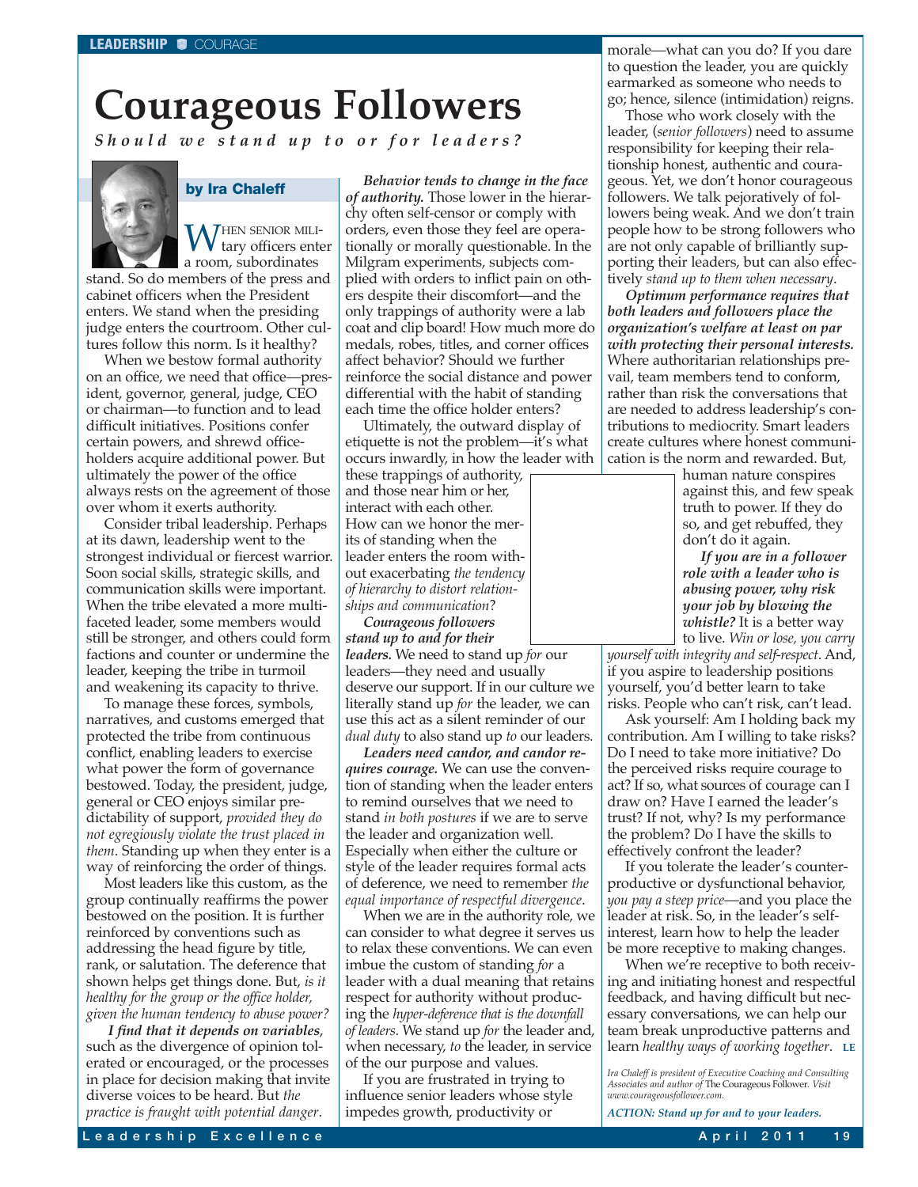# Courageous Followers

***Should we stand up to or for leaders?***

**by Ira Chaleff**

When senior military officers enter a room, subordinates stand. So do members of the press and cabinet officers when the President enters. We stand when the presiding judge enters the courtroom. Other cultures follow this norm. Is it healthy?

When we bestow formal authority on an office, we need that office—president, governor, general, judge, CEO or chairman—to function and to lead difficult initiatives. Positions confer certain powers, and shrewd officeholders acquire additional power. But ultimately the power of the office always rests on the agreement of those over whom it exerts authority.

Consider tribal leadership. Perhaps at its dawn, leadership went to the strongest individual or fiercest warrior. Soon social skills, strategic skills, and communication skills were important. When the tribe elevated a more multifaceted leader, some members would still be stronger, and others could form factions and counter or undermine the leader, keeping the tribe in turmoil and weakening its capacity to thrive.

To manage these forces, symbols, narratives, and customs emerged that protected the tribe from continuous conflict, enabling leaders to exercise what power the form of governance bestowed. Today, the president, judge, general or CEO enjoys similar predictability of support, *provided they do not egregiously violate the trust placed in them*. Standing up when they enter is a way of reinforcing the order of things.

Most leaders like this custom, as the group continually reaffirms the power bestowed on the position. It is further reinforced by conventions such as addressing the head figure by title, rank, or salutation. The deference that shown helps get things done. But, *is it healthy for the group or the office holder, given the human tendency to abuse power?*

***I find that it depends on variables***, such as the divergence of opinion tolerated or encouraged, or the processes in place for decision making that invite diverse voices to be heard. But *the practice is fraught with potential danger*.

***Behavior tends to change in the face of authority.*** Those lower in the hierarchy often self-censor or comply with orders, even those they feel are operationally or morally questionable. In the Milgram experiments, subjects complied with orders to inflict pain on others despite their discomfort—and the only trappings of authority were a lab coat and clip board! How much more do medals, robes, titles, and corner offices affect behavior? Should we further reinforce the social distance and power differential with the habit of standing each time the office holder enters?

Ultimately, the outward display of etiquette is not the problem—it's what occurs inwardly, in how the leader with these trappings of authority, and those near him or her, interact with each other. How can we honor the merits of standing when the leader enters the room without exacerbating *the tendency of hierarchy to distort relationships and communication*?

***Courageous followers stand up to and for their leaders.*** We need to stand up *for* our leaders—they need and usually deserve our support. If in our culture we literally stand up *for* the leader, we can use this act as a silent reminder of our *dual duty* to also stand up *to* our leaders.

***Leaders need candor, and candor requires courage.*** We can use the convention of standing when the leader enters to remind ourselves that we need to stand *in both postures* if we are to serve the leader and organization well. Especially when either the culture or style of the leader requires formal acts of deference, we need to remember *the equal importance of respectful divergence*.

When we are in the authority role, we can consider to what degree it serves us to relax these conventions. We can even imbue the custom of standing *for* a leader with a dual meaning that retains respect for authority without producing the *hyper-deference that is the downfall of leaders*. We stand up *for* the leader and, when necessary, *to* the leader, in service of the our purpose and values.

If you are frustrated in trying to influence senior leaders whose style impedes growth, productivity or morale—what can you do? If you dare to question the leader, you are quickly earmarked as someone who needs to go; hence, silence (intimidation) reigns.

Those who work closely with the leader, (*senior followers*) need to assume responsibility for keeping their relationship honest, authentic and courageous. Yet, we don't honor courageous followers. We talk pejoratively of followers being weak. And we don't train people how to be strong followers who are not only capable of brilliantly supporting their leaders, but can also effectively *stand up to them when necessary*.

***Optimum performance requires that both leaders and followers place the organization's welfare at least on par with protecting their personal interests.*** Where authoritarian relationships prevail, team members tend to conform, rather than risk the conversations that are needed to address leadership's contributions to mediocrity. Smart leaders create cultures where honest communication is the norm and rewarded. But, human nature conspires against this, and few speak truth to power. If they do so, and get rebuffed, they don't do it again.

***If you are in a follower role with a leader who is abusing power, why risk your job by blowing the whistle?*** It is a better way to live. *Win or lose, you carry yourself with integrity and self-respect*. And, if you aspire to leadership positions yourself, you'd better learn to take risks. People who can't risk, can't lead.

Ask yourself: Am I holding back my contribution. Am I willing to take risks? Do I need to take more initiative? Do the perceived risks require courage to act? If so, what sources of courage can I draw on? Have I earned the leader's trust? If not, why? Is my performance the problem? Do I have the skills to effectively confront the leader?

If you tolerate the leader's counterproductive or dysfunctional behavior, *you pay a steep price*—and you place the leader at risk. So, in the leader's self-interest, learn how to help the leader be more receptive to making changes.

When we're receptive to both receiving and initiating honest and respectful feedback, and having difficult but necessary conversations, we can help our team break unproductive patterns and learn *healthy ways of working together*. **LE**

*Ira Chaleff is president of Executive Coaching and Consulting Associates and author of* The Courageous Follower. *Visit www.courageousfollower.com.*

*ACTION: Stand up for and to your leaders.*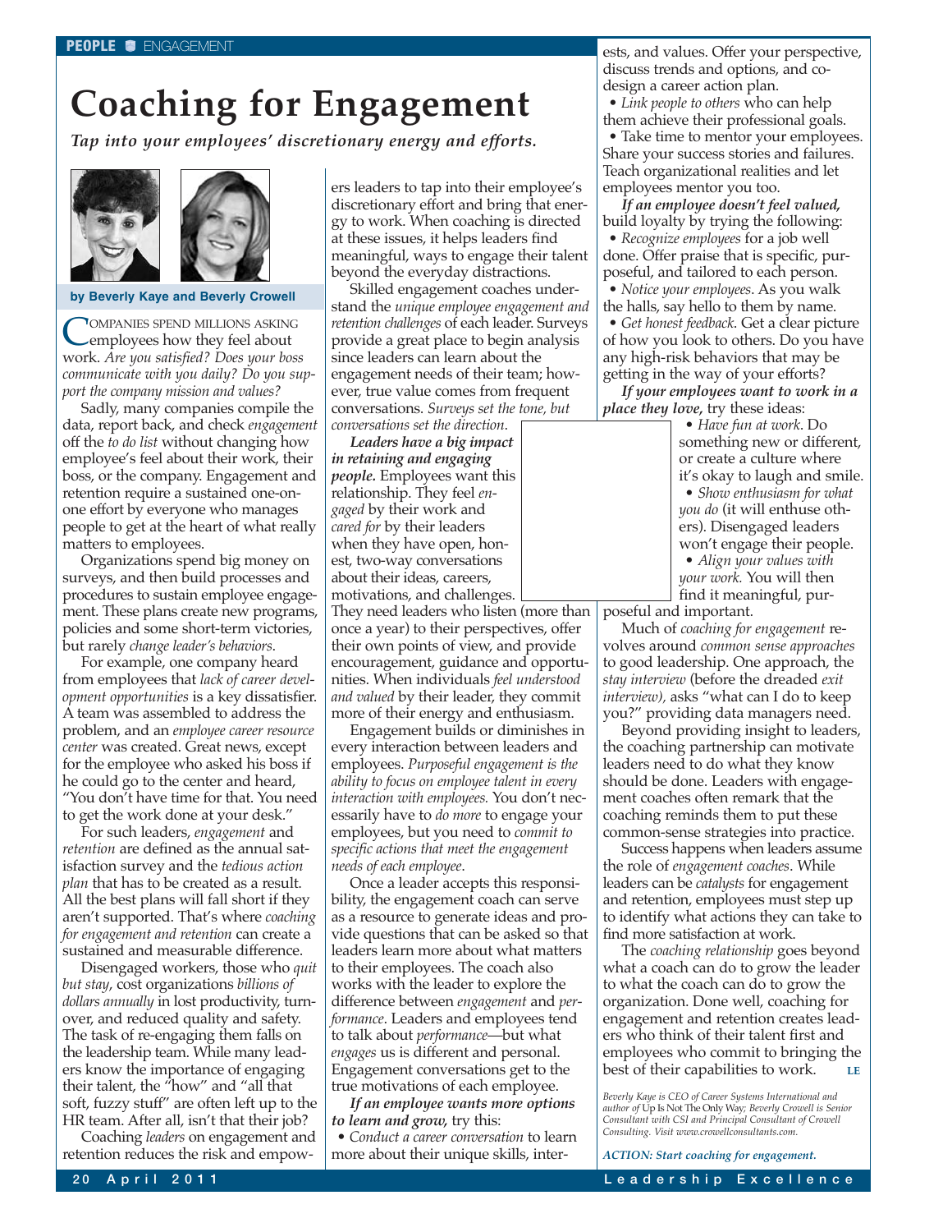PEOPLE ENGAGEMENT

# Coaching for Engagement

***Tap into your employees' discretionary energy and efforts.***

**by Beverly Kaye and Beverly Crowell**

COMPANIES SPEND MILLIONS ASKING employees how they feel about work. *Are you satisfied? Does your boss communicate with you daily? Do you support the company mission and values?*

Sadly, many companies compile the data, report back, and check *engagement* off the *to do list* without changing how employee's feel about their work, their boss, or the company. Engagement and retention require a sustained one-on-one effort by everyone who manages people to get at the heart of what really matters to employees.

Organizations spend big money on surveys, and then build processes and procedures to sustain employee engagement. These plans create new programs, policies and some short-term victories, but rarely *change leader's behaviors*.

For example, one company heard from employees that *lack of career development opportunities* is a key dissatisfier. A team was assembled to address the problem, and an *employee career resource center* was created. Great news, except for the employee who asked his boss if he could go to the center and heard, "You don't have time for that. You need to get the work done at your desk."

For such leaders, *engagement* and *retention* are defined as the annual satisfaction survey and the *tedious action plan* that has to be created as a result. All the best plans will fall short if they aren't supported. That's where *coaching for engagement and retention* can create a sustained and measurable difference.

Disengaged workers, those who *quit but stay*, cost organizations *billions of dollars annually* in lost productivity, turnover, and reduced quality and safety. The task of re-engaging them falls on the leadership team. While many leaders know the importance of engaging their talent, the "how" and "all that soft, fuzzy stuff" are often left up to the HR team. After all, isn't that their job?

Coaching *leaders* on engagement and retention reduces the risk and empowers leaders to tap into their employee's discretionary effort and bring that energy to work. When coaching is directed at these issues, it helps leaders find meaningful, ways to engage their talent beyond the everyday distractions.

Skilled engagement coaches understand the *unique employee engagement and retention challenges* of each leader. Surveys provide a great place to begin analysis since leaders can learn about the engagement needs of their team; however, true value comes from frequent conversations. *Surveys set the tone, but conversations set the direction*.

***Leaders have a big impact in retaining and engaging people.*** Employees want this relationship. They feel *engaged* by their work and *cared for* by their leaders when they have open, honest, two-way conversations about their ideas, careers, motivations, and challenges. They need leaders who listen (more than once a year) to their perspectives, offer their own points of view, and provide encouragement, guidance and opportunities. When individuals *feel understood and valued* by their leader, they commit more of their energy and enthusiasm.

Engagement builds or diminishes in every interaction between leaders and employees. *Purposeful engagement is the ability to focus on employee talent in every interaction with employees.* You don't necessarily have to *do more* to engage your employees, but you need to *commit to specific actions that meet the engagement needs of each employee*.

Once a leader accepts this responsibility, the engagement coach can serve as a resource to generate ideas and provide questions that can be asked so that leaders learn more about what matters to their employees. The coach also works with the leader to explore the difference between *engagement* and *performance*. Leaders and employees tend to talk about *performance*—but what *engages* us is different and personal. Engagement conversations get to the true motivations of each employee.

***If an employee wants more options to learn and grow,*** try this:

- *Conduct a career conversation* to learn more about their unique skills, interests, and values. Offer your perspective, discuss trends and options, and co-design a career action plan.
- *Link people to others* who can help them achieve their professional goals.
- Take time to mentor your employees. Share your success stories and failures. Teach organizational realities and let employees mentor you too.

***If an employee doesn't feel valued,*** build loyalty by trying the following:

- *Recognize employees* for a job well done. Offer praise that is specific, purposeful, and tailored to each person.
- *Notice your employees*. As you walk the halls, say hello to them by name.
- *Get honest feedback*. Get a clear picture of how you look to others. Do you have any high-risk behaviors that may be getting in the way of your efforts?

***If your employees want to work in a place they love,*** try these ideas:

- *Have fun at work*. Do something new or different, or create a culture where it's okay to laugh and smile.
- *Show enthusiasm for what you do* (it will enthuse others). Disengaged leaders won't engage their people.
- *Align your values with your work.* You will then find it meaningful, purposeful and important.

Much of *coaching for engagement* revolves around *common sense approaches* to good leadership. One approach, the *stay interview* (before the dreaded *exit interview),* asks "what can I do to keep you?" providing data managers need.

Beyond providing insight to leaders, the coaching partnership can motivate leaders need to do what they know should be done. Leaders with engagement coaches often remark that the coaching reminds them to put these common-sense strategies into practice.

Success happens when leaders assume the role of *engagement coaches*. While leaders can be *catalysts* for engagement and retention, employees must step up to identify what actions they can take to find more satisfaction at work.

The *coaching relationship* goes beyond what a coach can do to grow the leader to what the coach can do to grow the organization. Done well, coaching for engagement and retention creates leaders who think of their talent first and employees who commit to bringing the best of their capabilities to work. **LE**

*Beverly Kaye is CEO of Career Systems International and author of* Up Is Not The Only Way; *Beverly Crowell is Senior Consultant with CSI and Principal Consultant of Crowell Consulting. Visit www.crowellconsultants.com.*

***ACTION: Start coaching for engagement.***